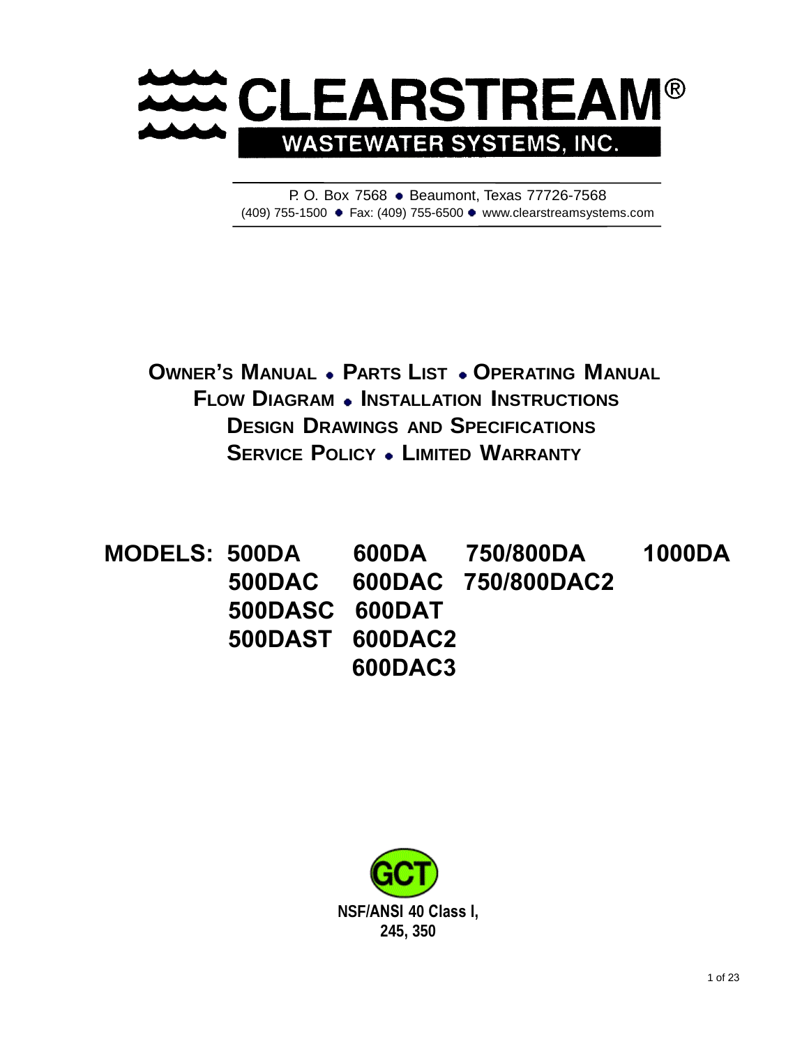# CLEARSTREAM®

**WASTEWATER SYSTEMS, INC.**

P. O. Box 7568 • Beaumont, Texas 77726-7568
(409) 755-1500 • Fax: (409) 755-6500 • www.clearstreamsystems.com

## OWNER'S MANUAL • PARTS LIST • OPERATING MANUAL
## FLOW DIAGRAM • INSTALLATION INSTRUCTIONS
## DESIGN DRAWINGS AND SPECIFICATIONS
## SERVICE POLICY • LIMITED WARRANTY

| MODELS: | | | | |
|---|---|---|---|---|
| | 500DA | 600DA | 750/800DA | 1000DA |
| | 500DAC | 600DAC | 750/800DAC2 | |
| | 500DASC | 600DAT | | |
| | 500DAST | 600DAC2 | | |
| | | 600DAC3 | | |

GCT

**NSF/ANSI 40 Class I,
245, 350**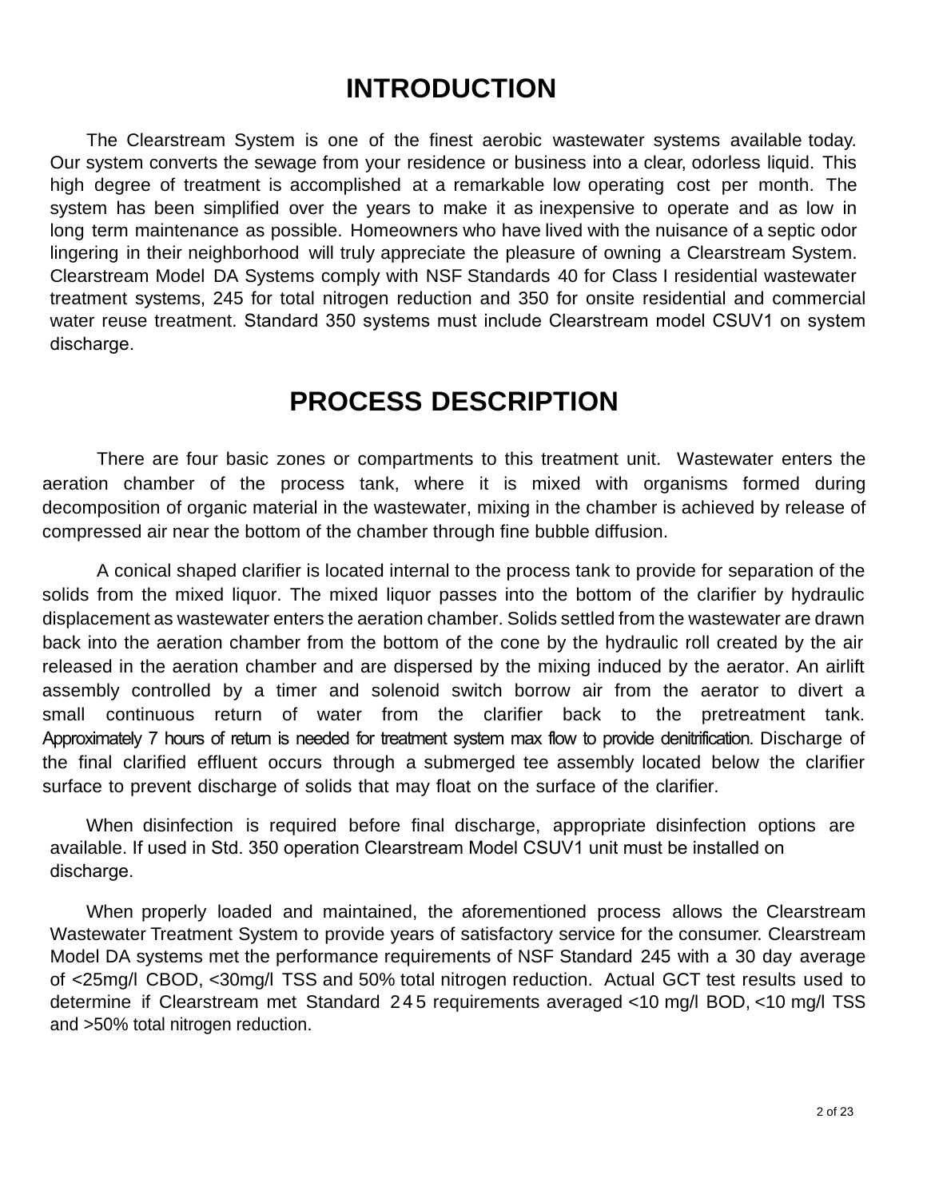# INTRODUCTION

The Clearstream System is one of the finest aerobic wastewater systems available today. Our system converts the sewage from your residence or business into a clear, odorless liquid. This high degree of treatment is accomplished at a remarkable low operating cost per month. The system has been simplified over the years to make it as inexpensive to operate and as low in long term maintenance as possible. Homeowners who have lived with the nuisance of a septic odor lingering in their neighborhood will truly appreciate the pleasure of owning a Clearstream System. Clearstream Model DA Systems comply with NSF Standards 40 for Class I residential wastewater treatment systems, 245 for total nitrogen reduction and 350 for onsite residential and commercial water reuse treatment. Standard 350 systems must include Clearstream model CSUV1 on system discharge.

# PROCESS DESCRIPTION

There are four basic zones or compartments to this treatment unit. Wastewater enters the aeration chamber of the process tank, where it is mixed with organisms formed during decomposition of organic material in the wastewater, mixing in the chamber is achieved by release of compressed air near the bottom of the chamber through fine bubble diffusion.

A conical shaped clarifier is located internal to the process tank to provide for separation of the solids from the mixed liquor. The mixed liquor passes into the bottom of the clarifier by hydraulic displacement as wastewater enters the aeration chamber. Solids settled from the wastewater are drawn back into the aeration chamber from the bottom of the cone by the hydraulic roll created by the air released in the aeration chamber and are dispersed by the mixing induced by the aerator. An airlift assembly controlled by a timer and solenoid switch borrow air from the aerator to divert a small continuous return of water from the clarifier back to the pretreatment tank. Approximately 7 hours of return is needed for treatment system max flow to provide denitrification. Discharge of the final clarified effluent occurs through a submerged tee assembly located below the clarifier surface to prevent discharge of solids that may float on the surface of the clarifier.

When disinfection is required before final discharge, appropriate disinfection options are available. If used in Std. 350 operation Clearstream Model CSUV1 unit must be installed on discharge.

When properly loaded and maintained, the aforementioned process allows the Clearstream Wastewater Treatment System to provide years of satisfactory service for the consumer. Clearstream Model DA systems met the performance requirements of NSF Standard 245 with a 30 day average of <25mg/l CBOD, <30mg/l TSS and 50% total nitrogen reduction. Actual GCT test results used to determine if Clearstream met Standard 245 requirements averaged <10 mg/l BOD, <10 mg/l TSS and >50% total nitrogen reduction.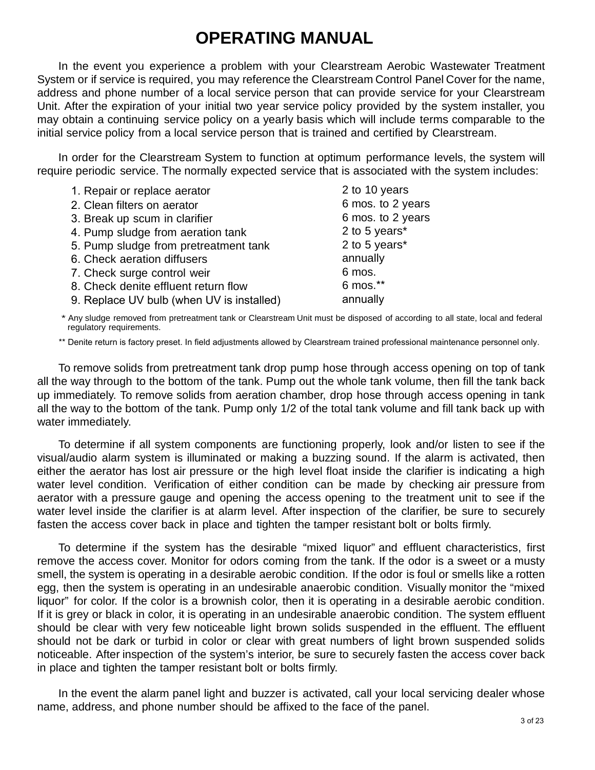# OPERATING MANUAL

In the event you experience a problem with your Clearstream Aerobic Wastewater Treatment System or if service is required, you may reference the Clearstream Control Panel Cover for the name, address and phone number of a local service person that can provide service for your Clearstream Unit. After the expiration of your initial two year service policy provided by the system installer, you may obtain a continuing service policy on a yearly basis which will include terms comparable to the initial service policy from a local service person that is trained and certified by Clearstream.

In order for the Clearstream System to function at optimum performance levels, the system will require periodic service. The normally expected service that is associated with the system includes:

| Service | Interval |
|---|---|
| 1. Repair or replace aerator | 2 to 10 years |
| 2. Clean filters on aerator | 6 mos. to 2 years |
| 3. Break up scum in clarifier | 6 mos. to 2 years |
| 4. Pump sludge from aeration tank | 2 to 5 years* |
| 5. Pump sludge from pretreatment tank | 2 to 5 years* |
| 6. Check aeration diffusers | annually |
| 7. Check surge control weir | 6 mos. |
| 8. Check denite effluent return flow | 6 mos.** |
| 9. Replace UV bulb (when UV is installed) | annually |

\* Any sludge removed from pretreatment tank or Clearstream Unit must be disposed of according to all state, local and federal regulatory requirements.

\*\* Denite return is factory preset. In field adjustments allowed by Clearstream trained professional maintenance personnel only.

To remove solids from pretreatment tank drop pump hose through access opening on top of tank all the way through to the bottom of the tank. Pump out the whole tank volume, then fill the tank back up immediately. To remove solids from aeration chamber, drop hose through access opening in tank all the way to the bottom of the tank. Pump only 1/2 of the total tank volume and fill tank back up with water immediately.

To determine if all system components are functioning properly, look and/or listen to see if the visual/audio alarm system is illuminated or making a buzzing sound. If the alarm is activated, then either the aerator has lost air pressure or the high level float inside the clarifier is indicating a high water level condition. Verification of either condition can be made by checking air pressure from aerator with a pressure gauge and opening the access opening to the treatment unit to see if the water level inside the clarifier is at alarm level. After inspection of the clarifier, be sure to securely fasten the access cover back in place and tighten the tamper resistant bolt or bolts firmly.

To determine if the system has the desirable "mixed liquor" and effluent characteristics, first remove the access cover. Monitor for odors coming from the tank. If the odor is a sweet or a musty smell, the system is operating in a desirable aerobic condition. If the odor is foul or smells like a rotten egg, then the system is operating in an undesirable anaerobic condition. Visually monitor the "mixed liquor" for color. If the color is a brownish color, then it is operating in a desirable aerobic condition. If it is grey or black in color, it is operating in an undesirable anaerobic condition. The system effluent should be clear with very few noticeable light brown solids suspended in the effluent. The effluent should not be dark or turbid in color or clear with great numbers of light brown suspended solids noticeable. After inspection of the system's interior, be sure to securely fasten the access cover back in place and tighten the tamper resistant bolt or bolts firmly.

In the event the alarm panel light and buzzer is activated, call your local servicing dealer whose name, address, and phone number should be affixed to the face of the panel.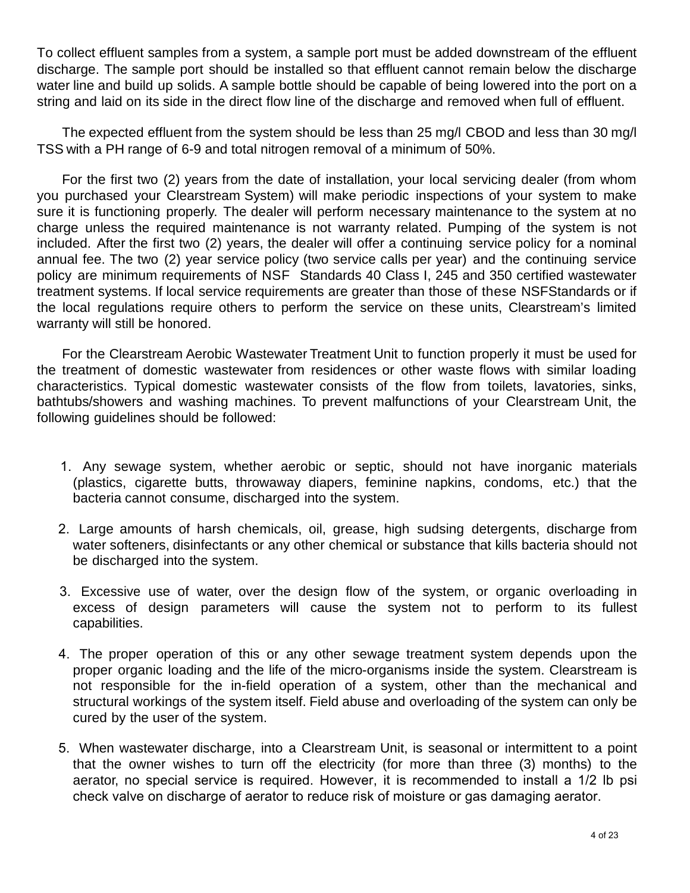To collect effluent samples from a system, a sample port must be added downstream of the effluent discharge. The sample port should be installed so that effluent cannot remain below the discharge water line and build up solids. A sample bottle should be capable of being lowered into the port on a string and laid on its side in the direct flow line of the discharge and removed when full of effluent.

The expected effluent from the system should be less than 25 mg/l CBOD and less than 30 mg/l TSS with a PH range of 6-9 and total nitrogen removal of a minimum of 50%.

For the first two (2) years from the date of installation, your local servicing dealer (from whom you purchased your Clearstream System) will make periodic inspections of your system to make sure it is functioning properly. The dealer will perform necessary maintenance to the system at no charge unless the required maintenance is not warranty related. Pumping of the system is not included. After the first two (2) years, the dealer will offer a continuing service policy for a nominal annual fee. The two (2) year service policy (two service calls per year) and the continuing service policy are minimum requirements of NSF Standards 40 Class I, 245 and 350 certified wastewater treatment systems. If local service requirements are greater than those of these NSFStandards or if the local regulations require others to perform the service on these units, Clearstream's limited warranty will still be honored.

For the Clearstream Aerobic Wastewater Treatment Unit to function properly it must be used for the treatment of domestic wastewater from residences or other waste flows with similar loading characteristics. Typical domestic wastewater consists of the flow from toilets, lavatories, sinks, bathtubs/showers and washing machines. To prevent malfunctions of your Clearstream Unit, the following guidelines should be followed:

1. Any sewage system, whether aerobic or septic, should not have inorganic materials (plastics, cigarette butts, throwaway diapers, feminine napkins, condoms, etc.) that the bacteria cannot consume, discharged into the system.
2. Large amounts of harsh chemicals, oil, grease, high sudsing detergents, discharge from water softeners, disinfectants or any other chemical or substance that kills bacteria should not be discharged into the system.
3. Excessive use of water, over the design flow of the system, or organic overloading in excess of design parameters will cause the system not to perform to its fullest capabilities.
4. The proper operation of this or any other sewage treatment system depends upon the proper organic loading and the life of the micro-organisms inside the system. Clearstream is not responsible for the in-field operation of a system, other than the mechanical and structural workings of the system itself. Field abuse and overloading of the system can only be cured by the user of the system.
5. When wastewater discharge, into a Clearstream Unit, is seasonal or intermittent to a point that the owner wishes to turn off the electricity (for more than three (3) months) to the aerator, no special service is required. However, it is recommended to install a 1/2 lb psi check valve on discharge of aerator to reduce risk of moisture or gas damaging aerator.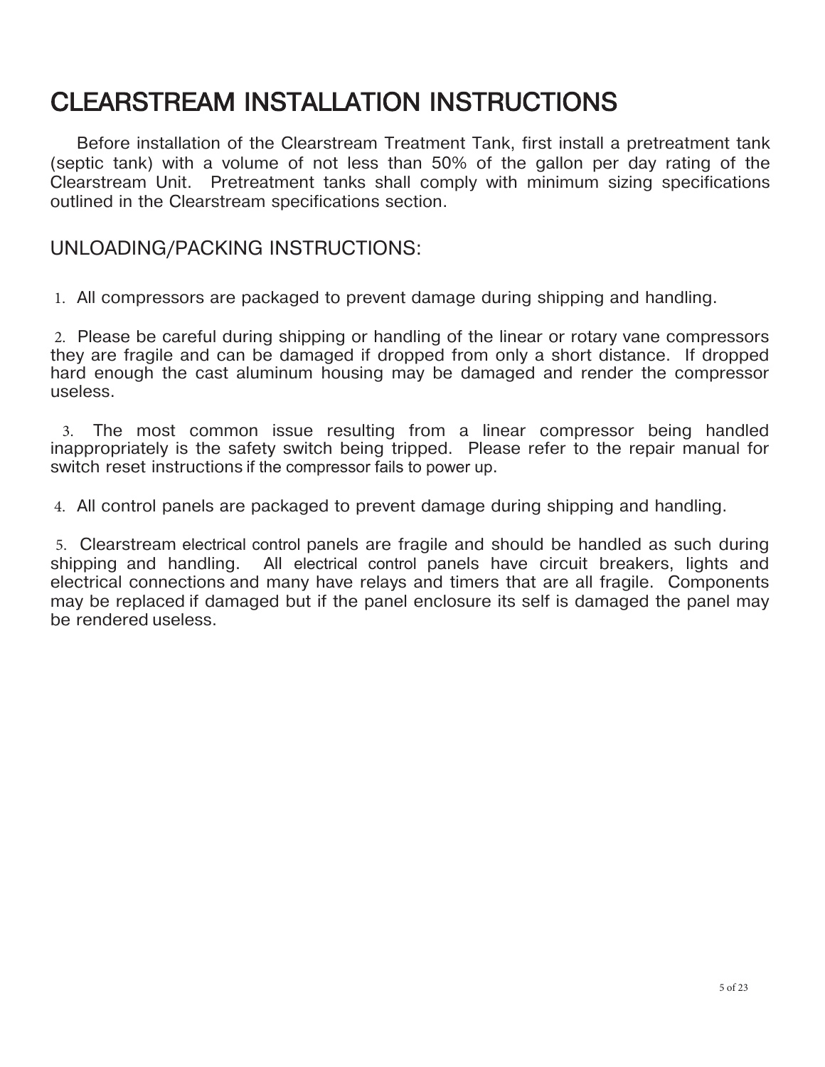# CLEARSTREAM INSTALLATION INSTRUCTIONS

Before installation of the Clearstream Treatment Tank, first install a pretreatment tank (septic tank) with a volume of not less than 50% of the gallon per day rating of the Clearstream Unit. Pretreatment tanks shall comply with minimum sizing specifications outlined in the Clearstream specifications section.

## UNLOADING/PACKING INSTRUCTIONS:

1. All compressors are packaged to prevent damage during shipping and handling.

2. Please be careful during shipping or handling of the linear or rotary vane compressors they are fragile and can be damaged if dropped from only a short distance. If dropped hard enough the cast aluminum housing may be damaged and render the compressor useless.

3. The most common issue resulting from a linear compressor being handled inappropriately is the safety switch being tripped. Please refer to the repair manual for switch reset instructions if the compressor fails to power up.

4. All control panels are packaged to prevent damage during shipping and handling.

5. Clearstream electrical control panels are fragile and should be handled as such during shipping and handling. All electrical control panels have circuit breakers, lights and electrical connections and many have relays and timers that are all fragile. Components may be replaced if damaged but if the panel enclosure its self is damaged the panel may be rendered useless.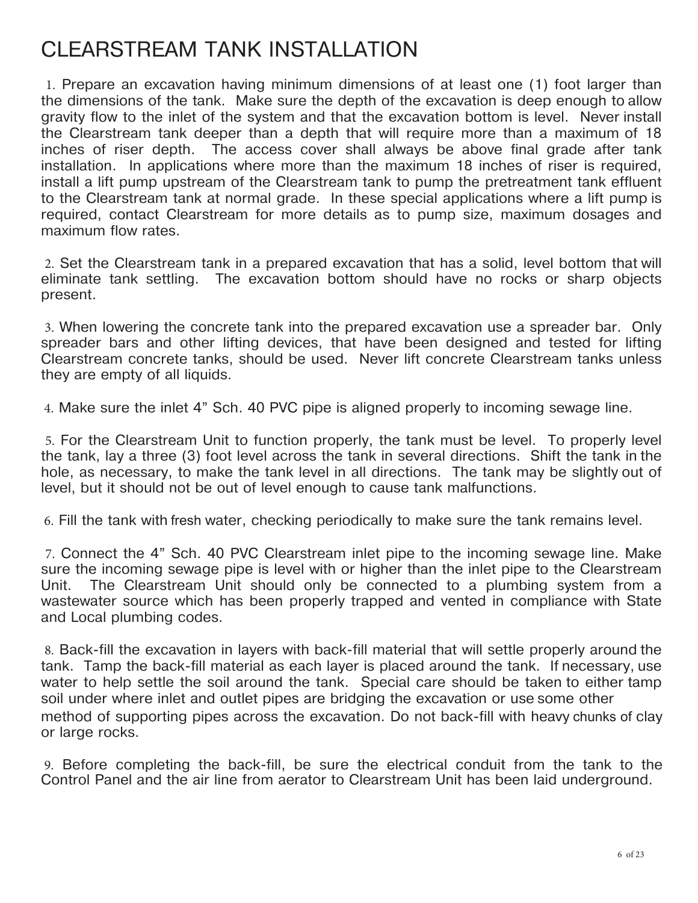# CLEARSTREAM TANK INSTALLATION

1. Prepare an excavation having minimum dimensions of at least one (1) foot larger than the dimensions of the tank. Make sure the depth of the excavation is deep enough to allow gravity flow to the inlet of the system and that the excavation bottom is level. Never install the Clearstream tank deeper than a depth that will require more than a maximum of 18 inches of riser depth. The access cover shall always be above final grade after tank installation. In applications where more than the maximum 18 inches of riser is required, install a lift pump upstream of the Clearstream tank to pump the pretreatment tank effluent to the Clearstream tank at normal grade. In these special applications where a lift pump is required, contact Clearstream for more details as to pump size, maximum dosages and maximum flow rates.

2. Set the Clearstream tank in a prepared excavation that has a solid, level bottom that will eliminate tank settling. The excavation bottom should have no rocks or sharp objects present.

3. When lowering the concrete tank into the prepared excavation use a spreader bar. Only spreader bars and other lifting devices, that have been designed and tested for lifting Clearstream concrete tanks, should be used. Never lift concrete Clearstream tanks unless they are empty of all liquids.

4. Make sure the inlet 4" Sch. 40 PVC pipe is aligned properly to incoming sewage line.

5. For the Clearstream Unit to function properly, the tank must be level. To properly level the tank, lay a three (3) foot level across the tank in several directions. Shift the tank in the hole, as necessary, to make the tank level in all directions. The tank may be slightly out of level, but it should not be out of level enough to cause tank malfunctions.

6. Fill the tank with fresh water, checking periodically to make sure the tank remains level.

7. Connect the 4" Sch. 40 PVC Clearstream inlet pipe to the incoming sewage line. Make sure the incoming sewage pipe is level with or higher than the inlet pipe to the Clearstream Unit. The Clearstream Unit should only be connected to a plumbing system from a wastewater source which has been properly trapped and vented in compliance with State and Local plumbing codes.

8. Back-fill the excavation in layers with back-fill material that will settle properly around the tank. Tamp the back-fill material as each layer is placed around the tank. If necessary, use water to help settle the soil around the tank. Special care should be taken to either tamp soil under where inlet and outlet pipes are bridging the excavation or use some other method of supporting pipes across the excavation. Do not back-fill with heavy chunks of clay or large rocks.

9. Before completing the back-fill, be sure the electrical conduit from the tank to the Control Panel and the air line from aerator to Clearstream Unit has been laid underground.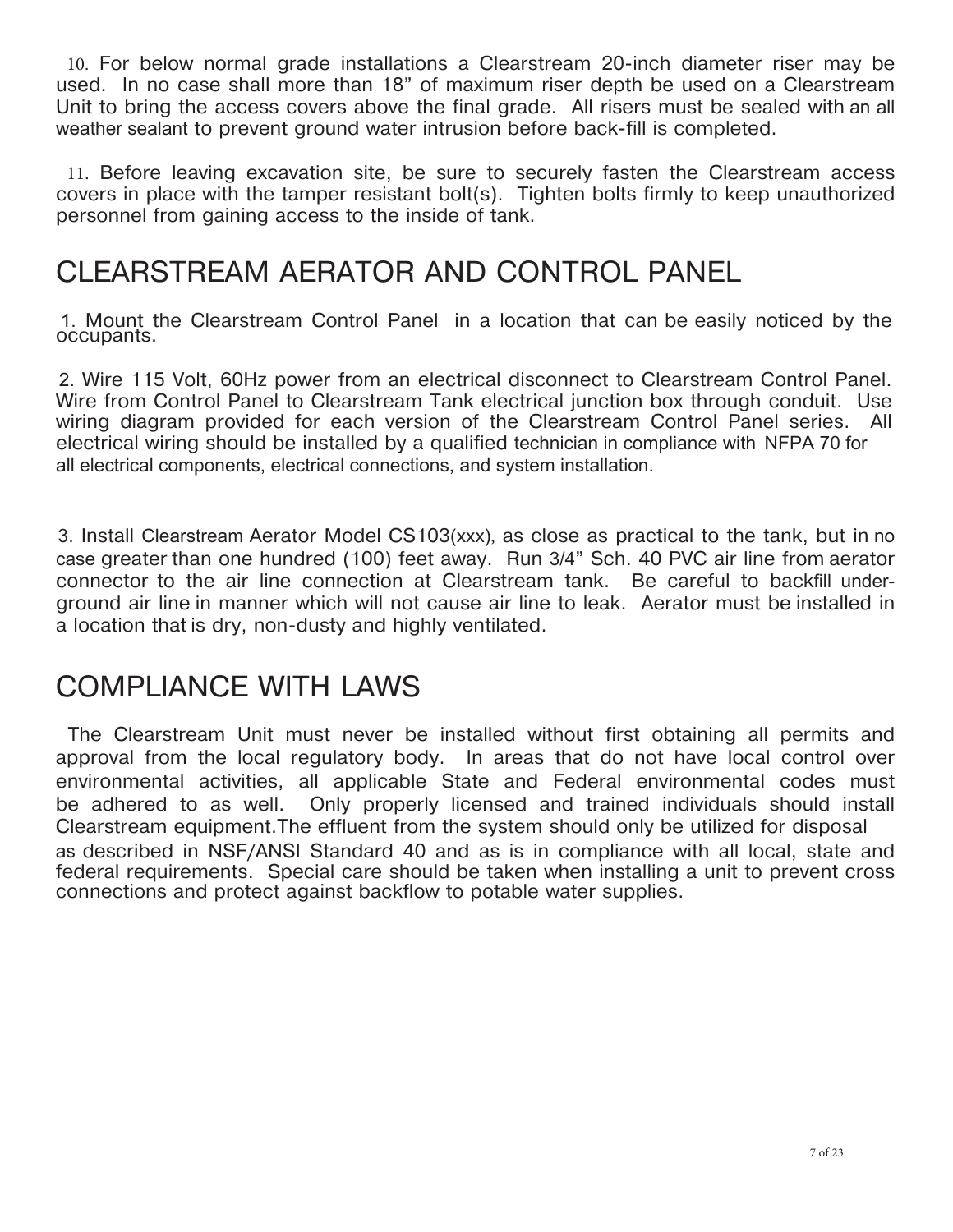10. For below normal grade installations a Clearstream 20-inch diameter riser may be used. In no case shall more than 18" of maximum riser depth be used on a Clearstream Unit to bring the access covers above the final grade. All risers must be sealed with an all weather sealant to prevent ground water intrusion before back-fill is completed.

11. Before leaving excavation site, be sure to securely fasten the Clearstream access covers in place with the tamper resistant bolt(s). Tighten bolts firmly to keep unauthorized personnel from gaining access to the inside of tank.

## CLEARSTREAM AERATOR AND CONTROL PANEL

1. Mount the Clearstream Control Panel in a location that can be easily noticed by the occupants.

2. Wire 115 Volt, 60Hz power from an electrical disconnect to Clearstream Control Panel. Wire from Control Panel to Clearstream Tank electrical junction box through conduit. Use wiring diagram provided for each version of the Clearstream Control Panel series. All electrical wiring should be installed by a qualified technician in compliance with NFPA 70 for all electrical components, electrical connections, and system installation.

3. Install Clearstream Aerator Model CS103(xxx), as close as practical to the tank, but in no case greater than one hundred (100) feet away. Run 3/4" Sch. 40 PVC air line from aerator connector to the air line connection at Clearstream tank. Be careful to backfill underground air line in manner which will not cause air line to leak. Aerator must be installed in a location that is dry, non-dusty and highly ventilated.

## COMPLIANCE WITH LAWS

The Clearstream Unit must never be installed without first obtaining all permits and approval from the local regulatory body. In areas that do not have local control over environmental activities, all applicable State and Federal environmental codes must be adhered to as well. Only properly licensed and trained individuals should install Clearstream equipment.The effluent from the system should only be utilized for disposal as described in NSF/ANSI Standard 40 and as is in compliance with all local, state and federal requirements. Special care should be taken when installing a unit to prevent cross connections and protect against backflow to potable water supplies.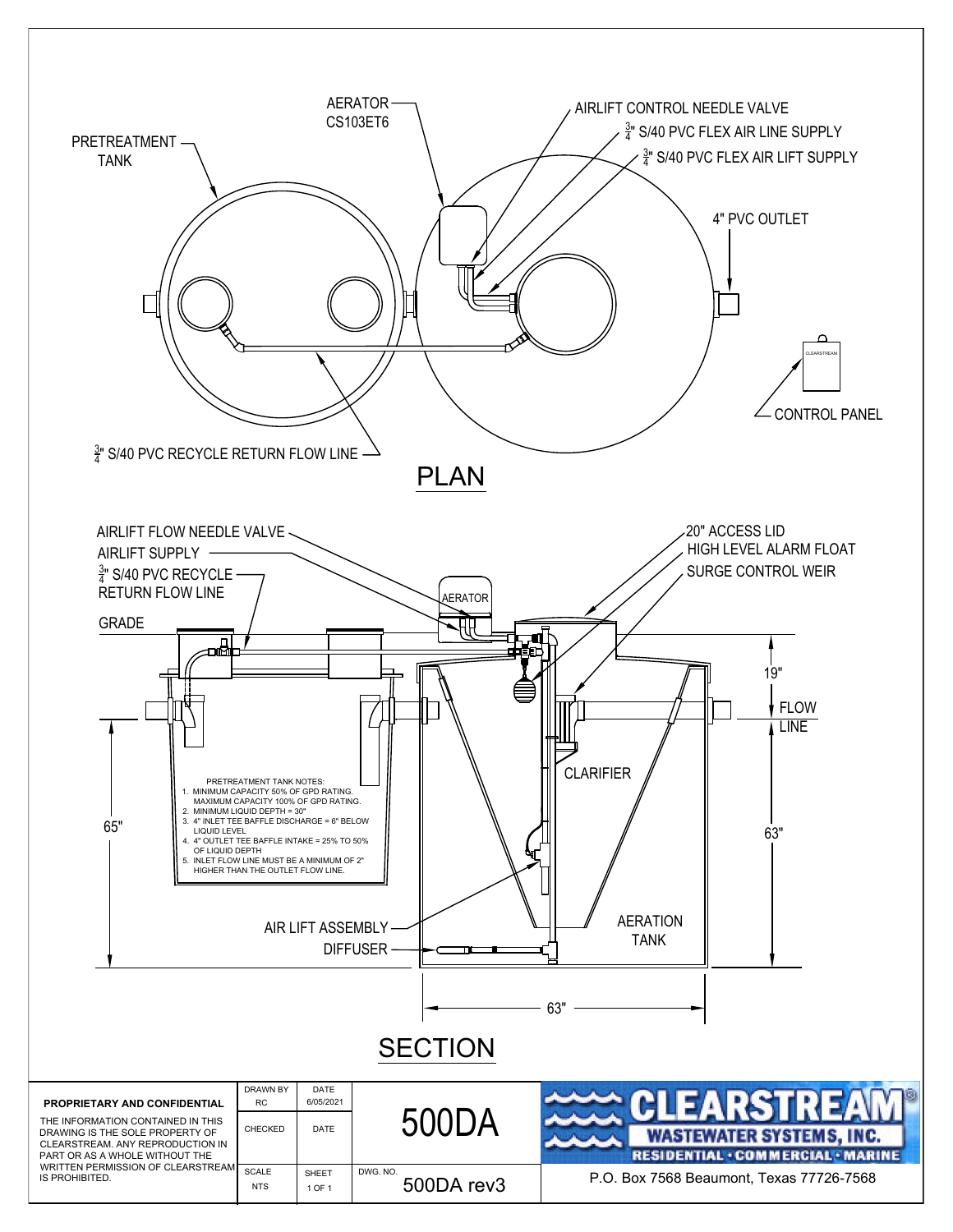## PLAN

AERATOR CS103ET6

PRETREATMENT TANK

AIRLIFT CONTROL NEEDLE VALVE

¾" S/40 PVC FLEX AIR LINE SUPPLY

¾" S/40 PVC FLEX AIR LIFT SUPPLY

4" PVC OUTLET

CONTROL PANEL

¾" S/40 PVC RECYCLE RETURN FLOW LINE

## SECTION

AIRLIFT FLOW NEEDLE VALVE

AIRLIFT SUPPLY

¾" S/40 PVC RECYCLE RETURN FLOW LINE

GRADE

AERATOR

20" ACCESS LID

HIGH LEVEL ALARM FLOAT

SURGE CONTROL WEIR

19"

FLOW LINE

65"

63"

CLARIFIER

AERATION TANK

AIR LIFT ASSEMBLY

DIFFUSER

63"

PRETREATMENT TANK NOTES:

1. MINIMUM CAPACITY 50% OF GPD RATING. MAXIMUM CAPACITY 100% OF GPD RATING.
2. MINIMUM LIQUID DEPTH = 30"
3. 4" INLET TEE BAFFLE DISCHARGE = 6" BELOW LIQUID LEVEL
4. 4" OUTLET TEE BAFFLE INTAKE = 25% TO 50% OF LIQUID DEPTH
5. INLET FLOW LINE MUST BE A MINIMUM OF 2" HIGHER THAN THE OUTLET FLOW LINE.

**PROPRIETARY AND CONFIDENTIAL**

THE INFORMATION CONTAINED IN THIS DRAWING IS THE SOLE PROPERTY OF CLEARSTREAM. ANY REPRODUCTION IN PART OR AS A WHOLE WITHOUT THE WRITTEN PERMISSION OF CLEARSTREAM IS PROHIBITED.

| DRAWN BY | DATE |
| --- | --- |
| RC | 6/05/2021 |
| CHECKED | DATE |
| SCALE | SHEET |
| NTS | 1 OF 1 |

500DA

DWG. NO. 500DA rev3

CLEARSTREAM® WASTEWATER SYSTEMS, INC.
RESIDENTIAL · COMMERCIAL · MARINE

P.O. Box 7568 Beaumont, Texas 77726-7568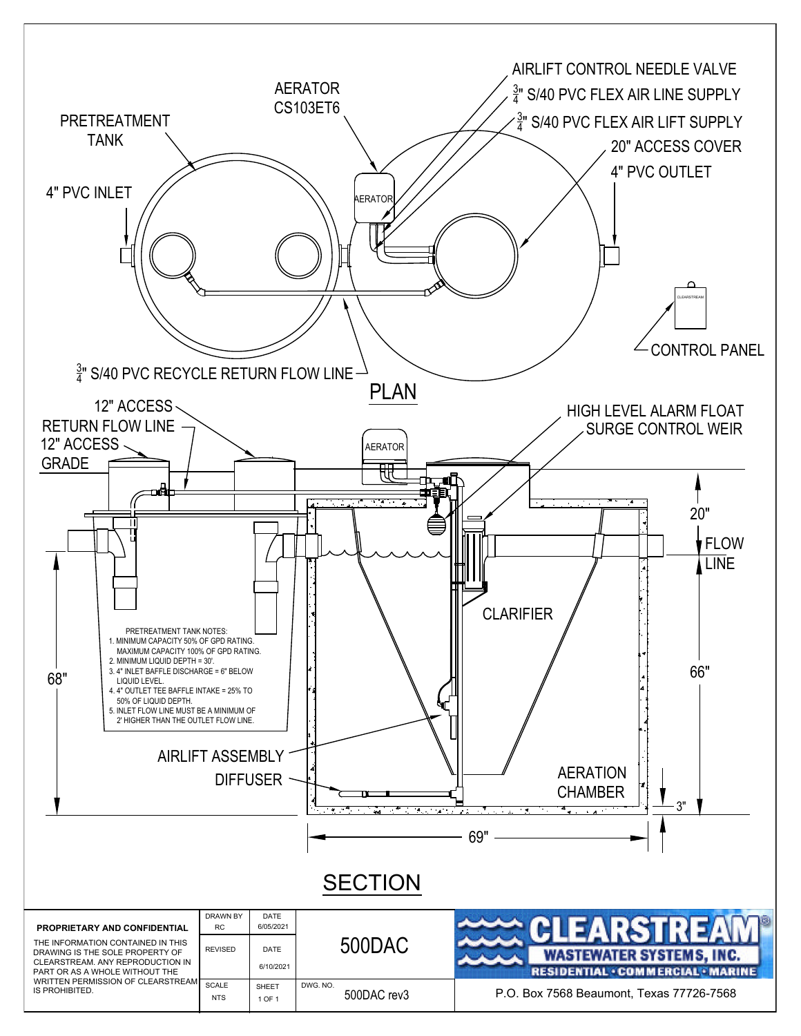AERATOR CS103ET6

PRETREATMENT TANK

4" PVC INLET

AIRLIFT CONTROL NEEDLE VALVE

3/4" S/40 PVC FLEX AIR LINE SUPPLY

3/4" S/40 PVC FLEX AIR LIFT SUPPLY

20" ACCESS COVER

4" PVC OUTLET

AERATOR

CLEARSTREAM

CONTROL PANEL

3/4" S/40 PVC RECYCLE RETURN FLOW LINE

## PLAN

12" ACCESS

RETURN FLOW LINE

12" ACCESS

GRADE

AERATOR

HIGH LEVEL ALARM FLOAT

SURGE CONTROL WEIR

20"

FLOW LINE

CLARIFIER

PRETREATMENT TANK NOTES:

1. MINIMUM CAPACITY 50% OF GPD RATING. MAXIMUM CAPACITY 100% OF GPD RATING.
2. MINIMUM LIQUID DEPTH = 30'.
3. 4" INLET BAFFLE DISCHARGE = 6" BELOW LIQUID LEVEL.
4. 4" OUTLET TEE BAFFLE INTAKE = 25% TO 50% OF LIQUID DEPTH.
5. INLET FLOW LINE MUST BE A MINIMUM OF 2' HIGHER THAN THE OUTLET FLOW LINE.

68"

66"

AIRLIFT ASSEMBLY

DIFFUSER

AERATION CHAMBER

3"

69"

## SECTION

**PROPRIETARY AND CONFIDENTIAL**

THE INFORMATION CONTAINED IN THIS DRAWING IS THE SOLE PROPERTY OF CLEARSTREAM. ANY REPRODUCTION IN PART OR AS A WHOLE WITHOUT THE WRITTEN PERMISSION OF CLEARSTREAM IS PROHIBITED.

| DRAWN BY | DATE | |
|---|---|---|
| RC | 6/05/2021 | 500DAC |
| REVISED | DATE 6/10/2021 | |
| SCALE NTS | SHEET 1 OF 1 | DWG. NO. 500DAC rev3 |

CLEARSTREAM® WASTEWATER SYSTEMS, INC.

RESIDENTIAL · COMMERCIAL · MARINE

P.O. Box 7568 Beaumont, Texas 77726-7568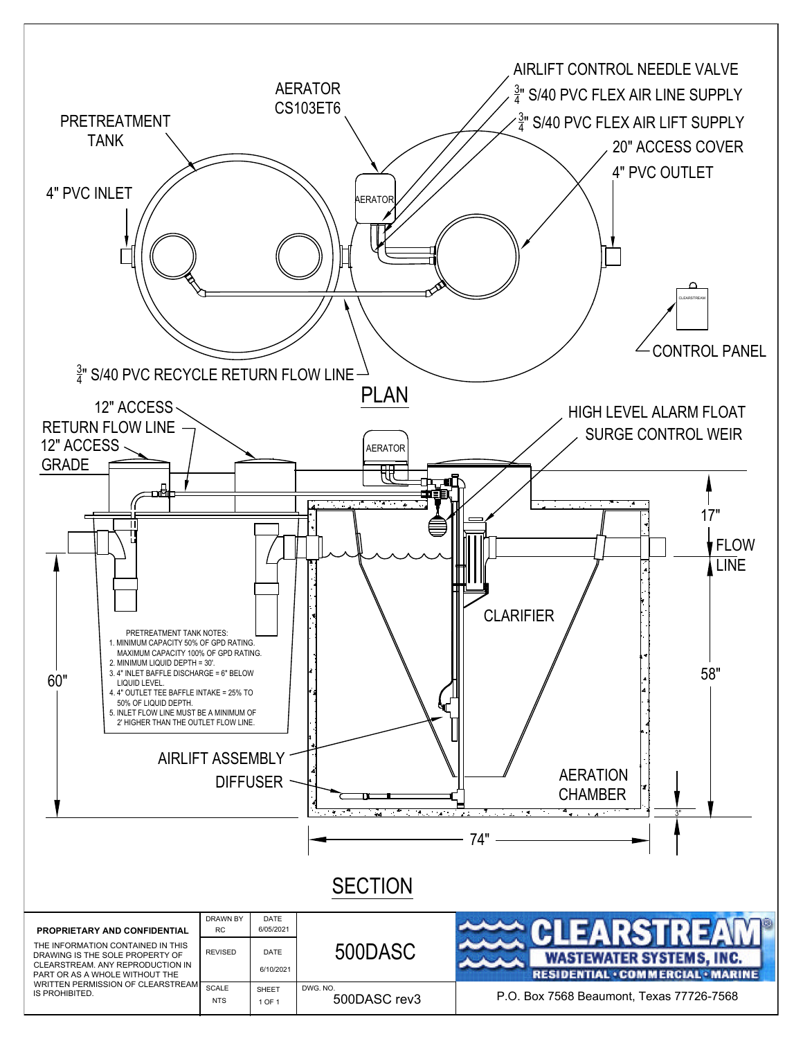## PLAN

- AERATOR CS103ET6
- PRETREATMENT TANK
- 4" PVC INLET
- AIRLIFT CONTROL NEEDLE VALVE
- 3/4" S/40 PVC FLEX AIR LINE SUPPLY
- 3/4" S/40 PVC FLEX AIR LIFT SUPPLY
- 20" ACCESS COVER
- 4" PVC OUTLET
- CONTROL PANEL
- 3/4" S/40 PVC RECYCLE RETURN FLOW LINE

## SECTION

- 12" ACCESS
- RETURN FLOW LINE
- 12" ACCESS
- GRADE
- AERATOR
- HIGH LEVEL ALARM FLOAT
- SURGE CONTROL WEIR
- 17"
- FLOW LINE
- CLARIFIER
- 60"
- 58"
- AIRLIFT ASSEMBLY
- DIFFUSER
- AERATION CHAMBER
- 3"
- 74"

PRETREATMENT TANK NOTES:

1. MINIMUM CAPACITY 50% OF GPD RATING. MAXIMUM CAPACITY 100% OF GPD RATING.
2. MINIMUM LIQUID DEPTH = 30'.
3. 4" INLET BAFFLE DISCHARGE = 6" BELOW LIQUID LEVEL.
4. 4" OUTLET TEE BAFFLE INTAKE = 25% TO 50% OF LIQUID DEPTH.
5. INLET FLOW LINE MUST BE A MINIMUM OF 2' HIGHER THAN THE OUTLET FLOW LINE.

**PROPRIETARY AND CONFIDENTIAL**

THE INFORMATION CONTAINED IN THIS DRAWING IS THE SOLE PROPERTY OF CLEARSTREAM. ANY REPRODUCTION IN PART OR AS A WHOLE WITHOUT THE WRITTEN PERMISSION OF CLEARSTREAM IS PROHIBITED.

| DRAWN BY | DATE | |
|---|---|---|
| RC | 6/05/2021 | |
| REVISED | DATE | 500DASC |
| | 6/10/2021 | |
| SCALE | SHEET | DWG. NO. |
| NTS | 1 OF 1 | 500DASC rev3 |

CLEARSTREAM® WASTEWATER SYSTEMS, INC.
RESIDENTIAL · COMMERCIAL · MARINE

P.O. Box 7568 Beaumont, Texas 77726-7568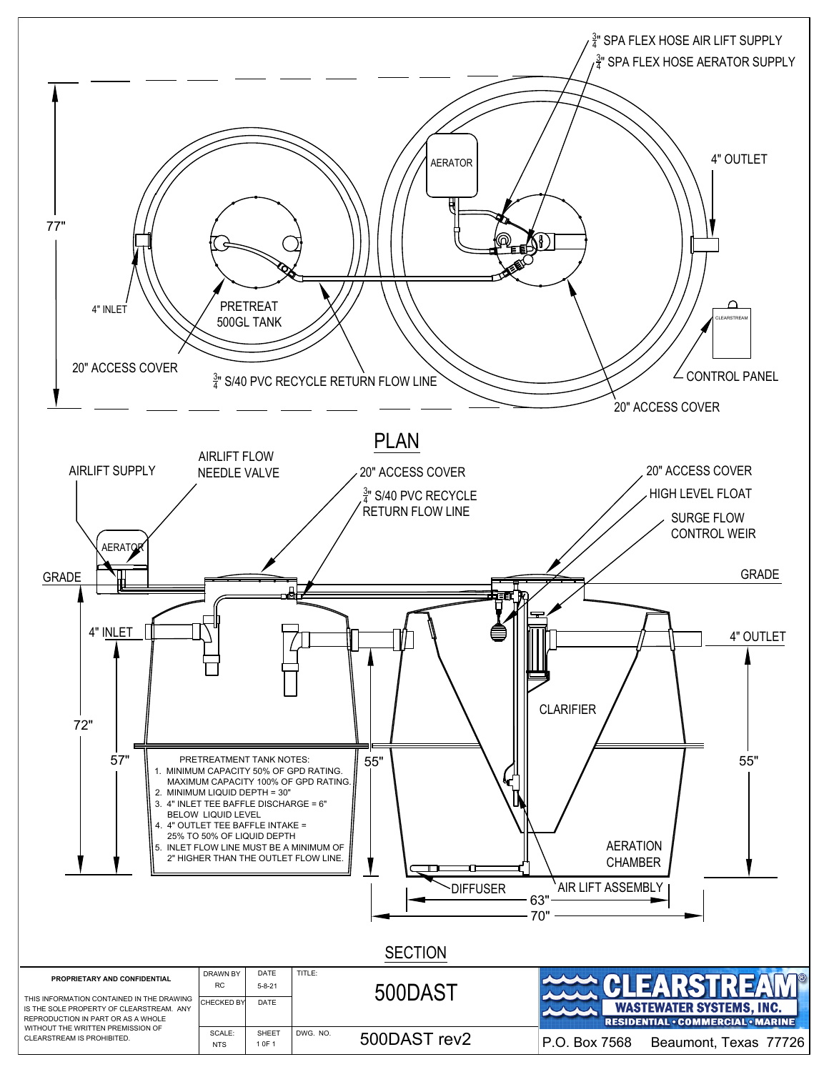## PLAN

¾" SPA FLEX HOSE AIR LIFT SUPPLY

¾" SPA FLEX HOSE AERATOR SUPPLY

AERATOR

4" OUTLET

77"

4" INLET

PRETREAT 500GL TANK

CLEARSTREAM

20" ACCESS COVER

¾" S/40 PVC RECYCLE RETURN FLOW LINE

CONTROL PANEL

20" ACCESS COVER

## SECTION

AIRLIFT SUPPLY

AIRLIFT FLOW NEEDLE VALVE

20" ACCESS COVER

¾" S/40 PVC RECYCLE RETURN FLOW LINE

20" ACCESS COVER

HIGH LEVEL FLOAT

SURGE FLOW CONTROL WEIR

AERATOR

GRADE

GRADE

4" INLET

4" OUTLET

CLARIFIER

72"

57"

55"

55"

PRETREATMENT TANK NOTES:

1. MINIMUM CAPACITY 50% OF GPD RATING. MAXIMUM CAPACITY 100% OF GPD RATING.
2. MINIMUM LIQUID DEPTH = 30"
3. 4" INLET TEE BAFFLE DISCHARGE = 6" BELOW LIQUID LEVEL
4. 4" OUTLET TEE BAFFLE INTAKE = 25% TO 50% OF LIQUID DEPTH
5. INLET FLOW LINE MUST BE A MINIMUM OF 2" HIGHER THAN THE OUTLET FLOW LINE.

AERATION CHAMBER

DIFFUSER

AIR LIFT ASSEMBLY

63"

70"

| PROPRIETARY AND CONFIDENTIAL | DRAWN BY | DATE | TITLE: |
|---|---|---|---|
| THIS INFORMATION CONTAINED IN THE DRAWING IS THE SOLE PROPERTY OF CLEARSTREAM. ANY REPRODUCTION IN PART OR AS A WHOLE WITHOUT THE WRITTEN PREMISSION OF CLEARSTREAM IS PROHIBITED. | RC | 5-8-21 | 500DAST |
| | CHECKED BY | DATE | |
| | SCALE: NTS | SHEET 1 0F 1 | DWG. NO. 500DAST rev2 |

**CLEARSTREAM® WASTEWATER SYSTEMS, INC.**
RESIDENTIAL • COMMERCIAL • MARINE

P.O. Box 7568 Beaumont, Texas 77726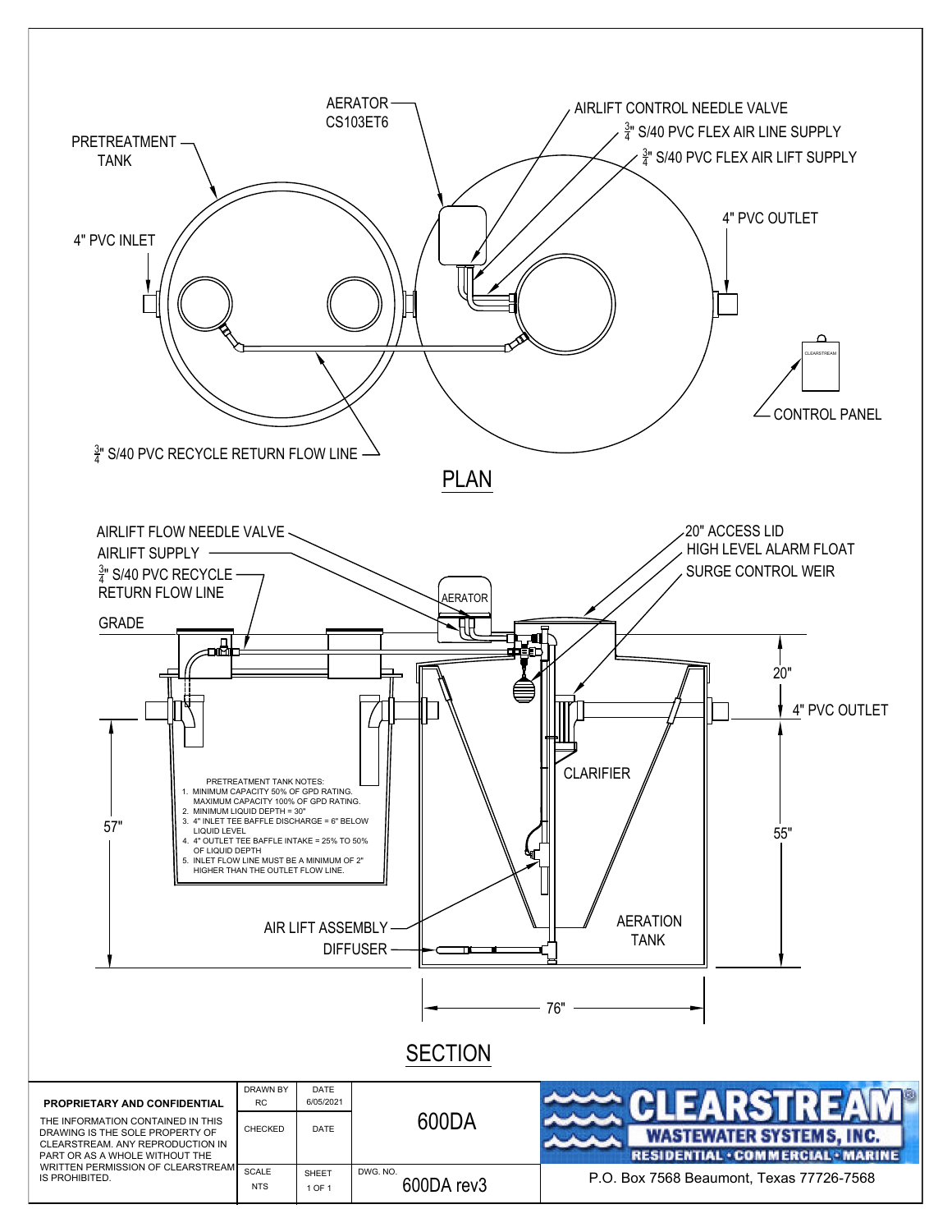## PLAN

- AERATOR CS103ET6
- PRETREATMENT TANK
- AIRLIFT CONTROL NEEDLE VALVE
- $\frac{3}{4}$" S/40 PVC FLEX AIR LINE SUPPLY
- $\frac{3}{4}$" S/40 PVC FLEX AIR LIFT SUPPLY
- 4" PVC INLET
- 4" PVC OUTLET
- CONTROL PANEL
- $\frac{3}{4}$" S/40 PVC RECYCLE RETURN FLOW LINE

## SECTION

- AIRLIFT FLOW NEEDLE VALVE
- AIRLIFT SUPPLY
- $\frac{3}{4}$" S/40 PVC RECYCLE RETURN FLOW LINE
- GRADE
- AERATOR
- 20" ACCESS LID
- HIGH LEVEL ALARM FLOAT
- SURGE CONTROL WEIR
- 20"
- 4" PVC OUTLET
- CLARIFIER
- 57"
- 55"
- AIR LIFT ASSEMBLY
- DIFFUSER
- AERATION TANK
- 76"

PRETREATMENT TANK NOTES:

1. MINIMUM CAPACITY 50% OF GPD RATING. MAXIMUM CAPACITY 100% OF GPD RATING.
2. MINIMUM LIQUID DEPTH = 30"
3. 4" INLET TEE BAFFLE DISCHARGE = 6" BELOW LIQUID LEVEL
4. 4" OUTLET TEE BAFFLE INTAKE = 25% TO 50% OF LIQUID DEPTH
5. INLET FLOW LINE MUST BE A MINIMUM OF 2" HIGHER THAN THE OUTLET FLOW LINE.

**PROPRIETARY AND CONFIDENTIAL**

THE INFORMATION CONTAINED IN THIS DRAWING IS THE SOLE PROPERTY OF CLEARSTREAM. ANY REPRODUCTION IN PART OR AS A WHOLE WITHOUT THE WRITTEN PERMISSION OF CLEARSTREAM IS PROHIBITED.

| DRAWN BY | DATE | |
|---|---|---|
| RC | 6/05/2021 | 600DA |
| CHECKED | DATE | |
| SCALE | SHEET | DWG. NO. |
| NTS | 1 OF 1 | 600DA rev3 |

CLEARSTREAM® WASTEWATER SYSTEMS, INC.
RESIDENTIAL • COMMERCIAL • MARINE

P.O. Box 7568 Beaumont, Texas 77726-7568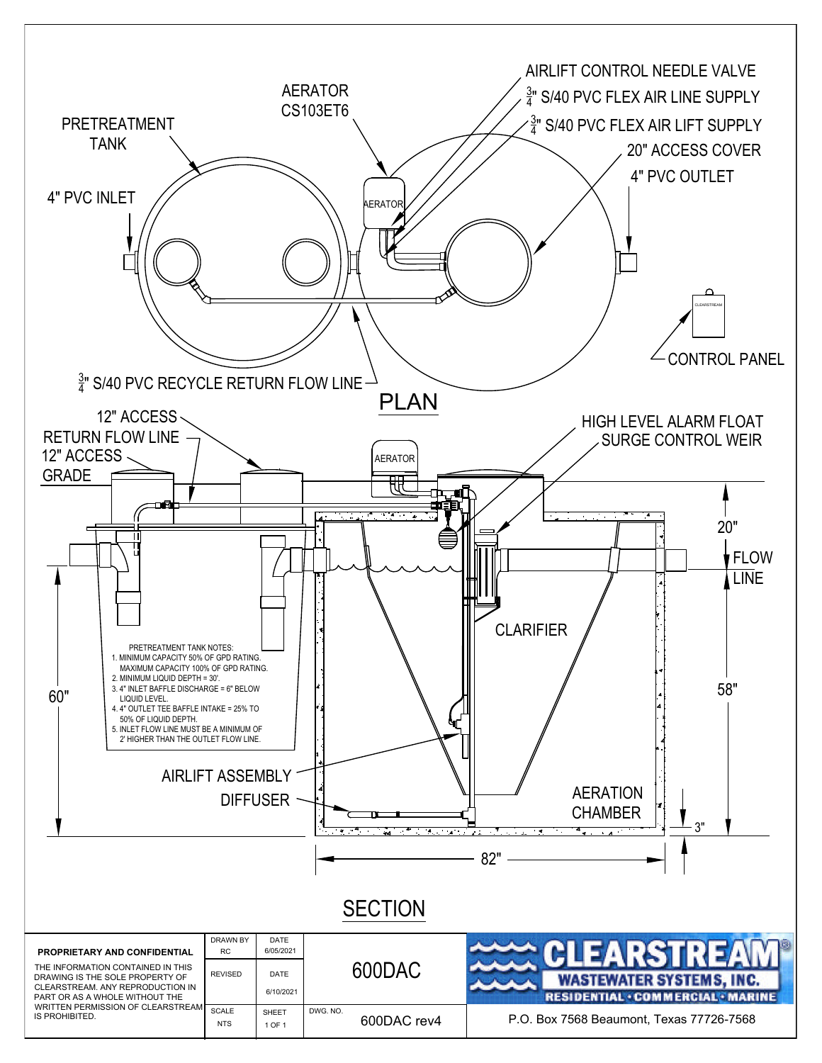## PLAN

- AERATOR CS103ET6
- PRETREATMENT TANK
- 4" PVC INLET
- AIRLIFT CONTROL NEEDLE VALVE
- $\frac{3}{4}$" S/40 PVC FLEX AIR LINE SUPPLY
- $\frac{3}{4}$" S/40 PVC FLEX AIR LIFT SUPPLY
- 20" ACCESS COVER
- 4" PVC OUTLET
- CONTROL PANEL
- $\frac{3}{4}$" S/40 PVC RECYCLE RETURN FLOW LINE

## SECTION

- 12" ACCESS
- RETURN FLOW LINE
- 12" ACCESS
- GRADE
- AERATOR
- HIGH LEVEL ALARM FLOAT
- SURGE CONTROL WEIR
- CLARIFIER
- AIRLIFT ASSEMBLY
- DIFFUSER
- AERATION CHAMBER
- FLOW LINE
- 20"
- 58"
- 60"
- 3"
- 82"

PRETREATMENT TANK NOTES:
1. MINIMUM CAPACITY 50% OF GPD RATING. MAXIMUM CAPACITY 100% OF GPD RATING.
2. MINIMUM LIQUID DEPTH = 30'.
3. 4" INLET BAFFLE DISCHARGE = 6" BELOW LIQUID LEVEL.
4. 4" OUTLET TEE BAFFLE INTAKE = 25% TO 50% OF LIQUID DEPTH.
5. INLET FLOW LINE MUST BE A MINIMUM OF 2' HIGHER THAN THE OUTLET FLOW LINE.

**PROPRIETARY AND CONFIDENTIAL**

THE INFORMATION CONTAINED IN THIS DRAWING IS THE SOLE PROPERTY OF CLEARSTREAM. ANY REPRODUCTION IN PART OR AS A WHOLE WITHOUT THE WRITTEN PERMISSION OF CLEARSTREAM IS PROHIBITED.

| DRAWN BY | DATE | |
|---|---|---|
| RC | 6/05/2021 | 600DAC |
| REVISED | DATE 6/10/2021 | |
| SCALE NTS | SHEET 1 OF 1 | DWG. NO. 600DAC rev4 |

CLEARSTREAM® WASTEWATER SYSTEMS, INC.
RESIDENTIAL · COMMERCIAL · MARINE

P.O. Box 7568 Beaumont, Texas 77726-7568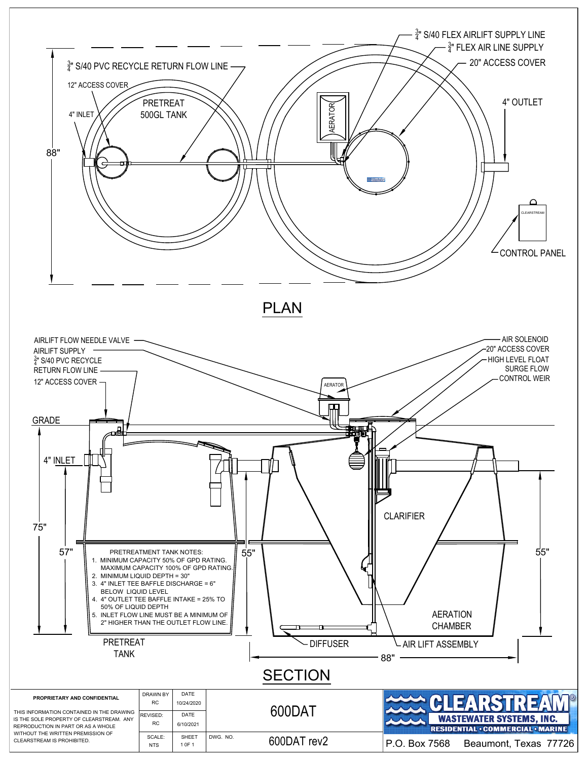## PLAN

$\frac{3}{4}$" S/40 FLEX AIRLIFT SUPPLY LINE

$\frac{3}{4}$" FLEX AIR LINE SUPPLY

20" ACCESS COVER

$\frac{3}{4}$" S/40 PVC RECYCLE RETURN FLOW LINE

12" ACCESS COVER

4" INLET

PRETREAT 500GL TANK

AERATOR

4" OUTLET

88"

CONTROL PANEL

CLEARSTREAM

## SECTION

AIRLIFT FLOW NEEDLE VALVE

AIRLIFT SUPPLY

$\frac{3}{4}$" S/40 PVC RECYCLE RETURN FLOW LINE

12" ACCESS COVER

GRADE

4" INLET

75"

57"

AERATOR

AIR SOLENOID

20" ACCESS COVER

HIGH LEVEL FLOAT

SURGE FLOW CONTROL WEIR

CLARIFIER

55"

55"

AERATION CHAMBER

DIFFUSER

AIR LIFT ASSEMBLY

88"

PRETREAT TANK

PRETREATMENT TANK NOTES:

1. MINIMUM CAPACITY 50% OF GPD RATING. MAXIMUM CAPACITY 100% OF GPD RATING.
2. MINIMUM LIQUID DEPTH = 30"
3. 4" INLET TEE BAFFLE DISCHARGE = 6" BELOW LIQUID LEVEL
4. 4" OUTLET TEE BAFFLE INTAKE = 25% TO 50% OF LIQUID DEPTH
5. INLET FLOW LINE MUST BE A MINIMUM OF 2" HIGHER THAN THE OUTLET FLOW LINE.

| PROPRIETARY AND CONFIDENTIAL | DRAWN BY RC | DATE 10/24/2020 | 600DAT | CLEARSTREAM® WASTEWATER SYSTEMS, INC. RESIDENTIAL • COMMERCIAL • MARINE |
|---|---|---|---|---|
| THIS INFORMATION CONTAINED IN THE DRAWING IS THE SOLE PROPERTY OF CLEARSTREAM. ANY REPRODUCTION IN PART OR AS A WHOLE WITHOUT THE WRITTEN PERMISSION OF CLEARSTREAM IS PROHIBITED. | REVISED: RC | DATE 6/10/2021 | | |
| | SCALE: NTS | SHEET 1 0F 1 | DWG. NO. 600DAT rev2 | P.O. Box 7568 Beaumont, Texas 77726 |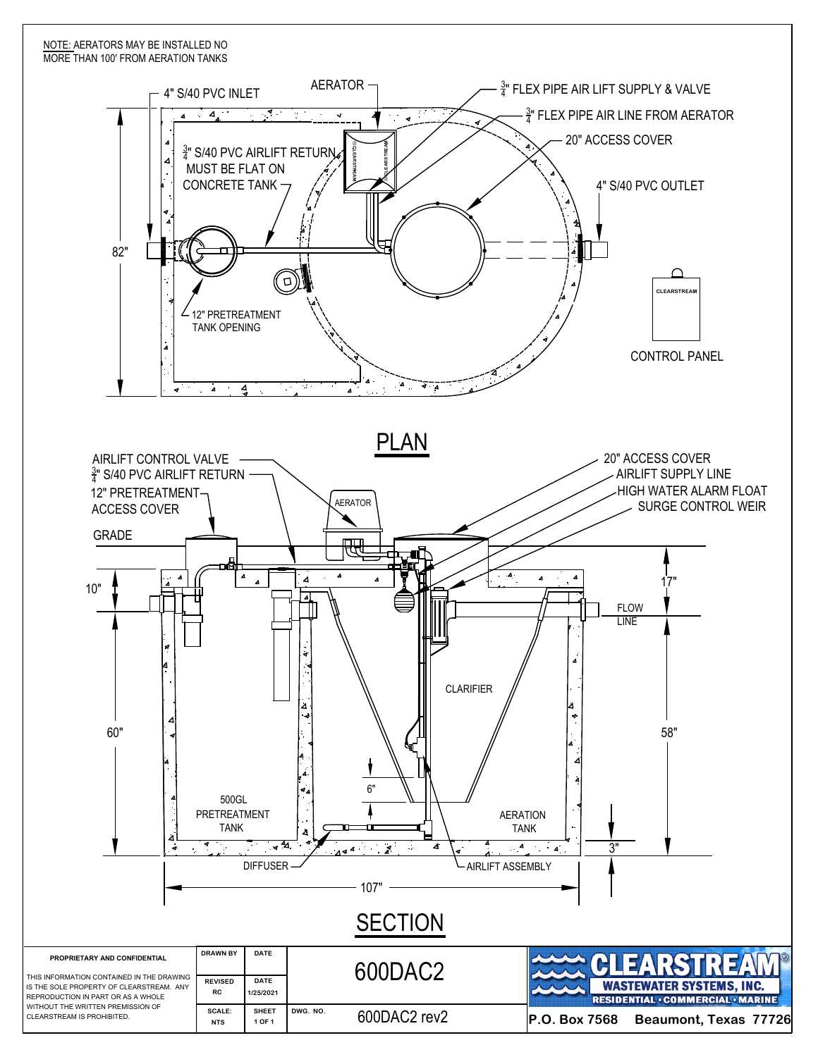NOTE: AERATORS MAY BE INSTALLED NO MORE THAN 100' FROM AERATION TANKS

## PLAN

4" S/40 PVC INLET

AERATOR

$\frac{3}{4}$" FLEX PIPE AIR LIFT SUPPLY & VALVE

$\frac{3}{4}$" FLEX PIPE AIR LINE FROM AERATOR

20" ACCESS COVER

$\frac{3}{4}$" S/40 PVC AIRLIFT RETURN MUST BE FLAT ON CONCRETE TANK

4" S/40 PVC OUTLET

82"

12" PRETREATMENT TANK OPENING

CLEARSTREAM

CONTROL PANEL

## SECTION

AIRLIFT CONTROL VALVE

$\frac{3}{4}$" S/40 PVC AIRLIFT RETURN

12" PRETREATMENT ACCESS COVER

GRADE

AERATOR

20" ACCESS COVER

AIRLIFT SUPPLY LINE

HIGH WATER ALARM FLOAT

SURGE CONTROL WEIR

10"

17"

FLOW LINE

CLARIFIER

60"

58"

6"

500GL PRETREATMENT TANK

AERATION TANK

3"

DIFFUSER

AIRLIFT ASSEMBLY

107"

| PROPRIETARY AND CONFIDENTIAL | DRAWN BY | DATE | 600DAC2 |
|---|---|---|---|
| THIS INFORMATION CONTAINED IN THE DRAWING IS THE SOLE PROPERTY OF CLEARSTREAM. ANY REPRODUCTION IN PART OR AS A WHOLE WITHOUT THE WRITTEN PREMISSION OF CLEARSTREAM IS PROHIBITED. | REVISED RC | DATE 1/25/2021 | |
| | SCALE: NTS | SHEET 1 OF 1 | DWG. NO. 600DAC2 rev2 |

CLEARSTREAM® WASTEWATER SYSTEMS, INC.
RESIDENTIAL • COMMERCIAL • MARINE

P.O. Box 7568 Beaumont, Texas 77726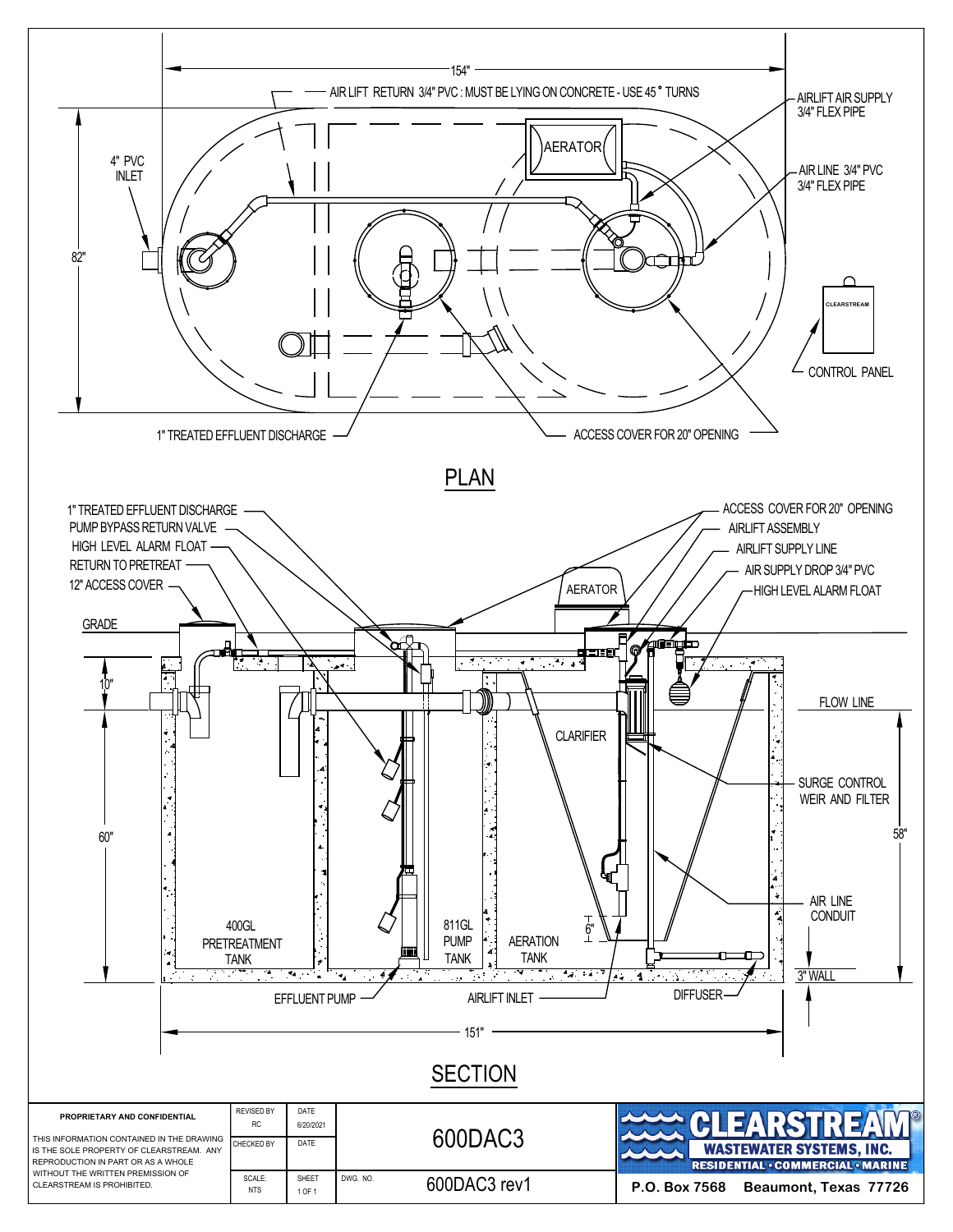## PLAN

154"

AIR LIFT RETURN 3/4" PVC : MUST BE LYING ON CONCRETE - USE 45° TURNS

AIRLIFT AIR SUPPLY 3/4" FLEX PIPE

AERATOR

AIR LINE 3/4" PVC 3/4" FLEX PIPE

4" PVC INLET

82"

CLEARSTREAM

CONTROL PANEL

1" TREATED EFFLUENT DISCHARGE

ACCESS COVER FOR 20" OPENING

## SECTION

1" TREATED EFFLUENT DISCHARGE

PUMP BYPASS RETURN VALVE

HIGH LEVEL ALARM FLOAT

RETURN TO PRETREAT

12" ACCESS COVER

GRADE

ACCESS COVER FOR 20" OPENING

AIRLIFT ASSEMBLY

AIRLIFT SUPPLY LINE

AIR SUPPLY DROP 3/4" PVC

HIGH LEVEL ALARM FLOAT

AERATOR

10"

FLOW LINE

CLARIFIER

SURGE CONTROL WEIR AND FILTER

60"

58"

AIR LINE CONDUIT

6"

400GL PRETREATMENT TANK

811GL PUMP TANK

AERATION TANK

3" WALL

EFFLUENT PUMP

AIRLIFT INLET

DIFFUSER

151"

| PROPRIETARY AND CONFIDENTIAL | REVISED BY RC | DATE 6/20/2021 | 600DAC3 | |
|---|---|---|---|---|
| THIS INFORMATION CONTAINED IN THE DRAWING IS THE SOLE PROPERTY OF CLEARSTREAM. ANY REPRODUCTION IN PART OR AS A WHOLE WITHOUT THE WRITTEN PREMISSION OF CLEARSTREAM IS PROHIBITED. | CHECKED BY | DATE | | |
| | SCALE: NTS | SHEET 1 OF 1 | DWG. NO. 600DAC3 rev1 | |

**CLEARSTREAM® WASTEWATER SYSTEMS, INC.**
RESIDENTIAL • COMMERCIAL • MARINE

P.O. Box 7568 Beaumont, Texas 77726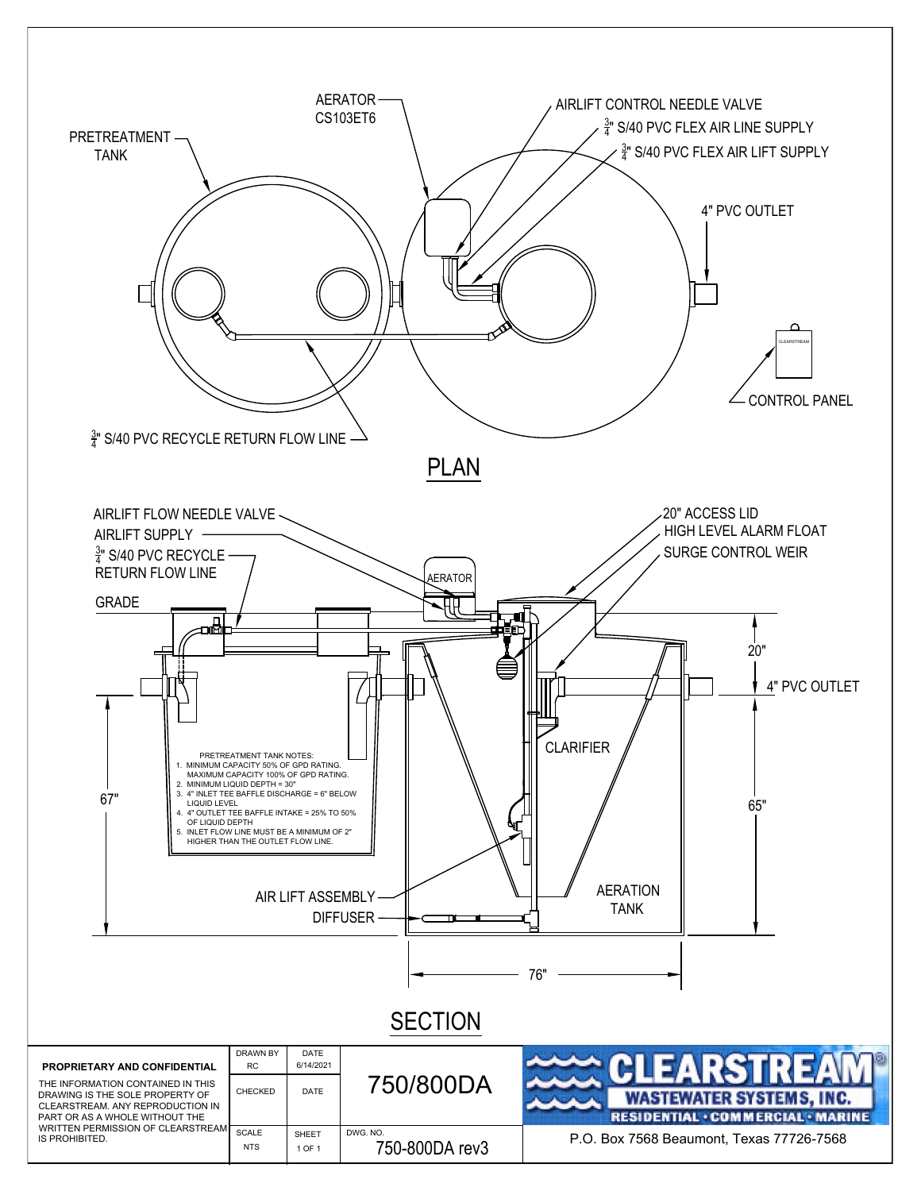AERATOR
CS103ET6

PRETREATMENT TANK

AIRLIFT CONTROL NEEDLE VALVE

¾" S/40 PVC FLEX AIR LINE SUPPLY

¾" S/40 PVC FLEX AIR LIFT SUPPLY

4" PVC OUTLET

CLEARSTREAM

CONTROL PANEL

¾" S/40 PVC RECYCLE RETURN FLOW LINE

## PLAN

AIRLIFT FLOW NEEDLE VALVE

AIRLIFT SUPPLY

¾" S/40 PVC RECYCLE RETURN FLOW LINE

GRADE

AERATOR

20" ACCESS LID

HIGH LEVEL ALARM FLOAT

SURGE CONTROL WEIR

20"

4" PVC OUTLET

PRETREATMENT TANK NOTES:

1. MINIMUM CAPACITY 50% OF GPD RATING. MAXIMUM CAPACITY 100% OF GPD RATING.
2. MINIMUM LIQUID DEPTH = 30"
3. 4" INLET TEE BAFFLE DISCHARGE = 6" BELOW LIQUID LEVEL
4. 4" OUTLET TEE BAFFLE INTAKE = 25% TO 50% OF LIQUID DEPTH
5. INLET FLOW LINE MUST BE A MINIMUM OF 2" HIGHER THAN THE OUTLET FLOW LINE.

67"

CLARIFIER

65"

AIR LIFT ASSEMBLY

DIFFUSER

AERATION TANK

76"

## SECTION

| PROPRIETARY AND CONFIDENTIAL | DRAWN BY | DATE | | |
|---|---|---|---|---|
| THE INFORMATION CONTAINED IN THIS DRAWING IS THE SOLE PROPERTY OF CLEARSTREAM. ANY REPRODUCTION IN PART OR AS A WHOLE WITHOUT THE WRITTEN PERMISSION OF CLEARSTREAM IS PROHIBITED. | RC | 6/14/2021 | 750/800DA | CLEARSTREAM® WASTEWATER SYSTEMS, INC. RESIDENTIAL · COMMERCIAL · MARINE |
| | CHECKED | DATE | | |
| | SCALE NTS | SHEET 1 OF 1 | DWG. NO. 750-800DA rev3 | P.O. Box 7568 Beaumont, Texas 77726-7568 |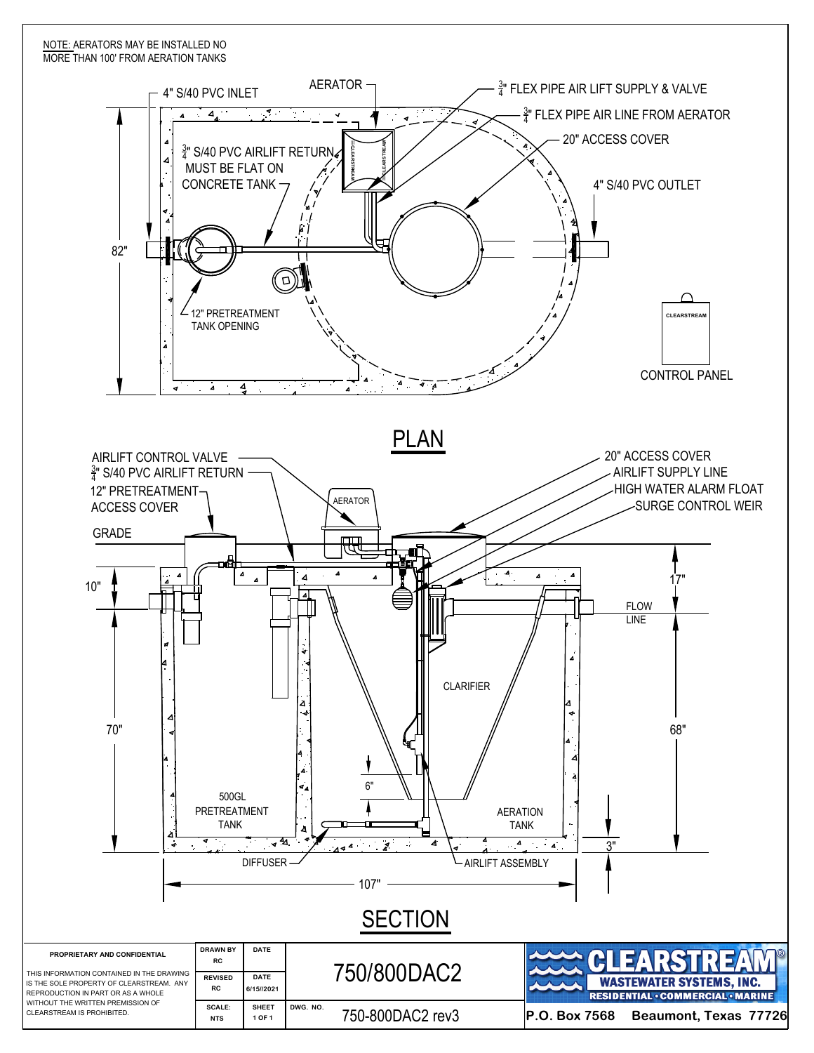NOTE: AERATORS MAY BE INSTALLED NO MORE THAN 100' FROM AERATION TANKS

## PLAN

- 4" S/40 PVC INLET
- AERATOR
- $\frac{3}{4}$" FLEX PIPE AIR LIFT SUPPLY & VALVE
- $\frac{3}{4}$" FLEX PIPE AIR LINE FROM AERATOR
- 20" ACCESS COVER
- $\frac{3}{4}$" S/40 PVC AIRLIFT RETURN MUST BE FLAT ON CONCRETE TANK
- 4" S/40 PVC OUTLET
- 82"
- 12" PRETREATMENT TANK OPENING
- CONTROL PANEL

## SECTION

- AIRLIFT CONTROL VALVE
- $\frac{3}{4}$" S/40 PVC AIRLIFT RETURN
- 12" PRETREATMENT ACCESS COVER
- GRADE
- AERATOR
- 20" ACCESS COVER
- AIRLIFT SUPPLY LINE
- HIGH WATER ALARM FLOAT
- SURGE CONTROL WEIR
- 10"
- 17"
- FLOW LINE
- CLARIFIER
- 70"
- 68"
- 6"
- 500GL PRETREATMENT TANK
- AERATION TANK
- 3"
- DIFFUSER
- AIRLIFT ASSEMBLY
- 107"

| PROPRIETARY AND CONFIDENTIAL | DRAWN BY | DATE | | |
|---|---|---|---|---|
| THIS INFORMATION CONTAINED IN THE DRAWING IS THE SOLE PROPERTY OF CLEARSTREAM. ANY REPRODUCTION IN PART OR AS A WHOLE WITHOUT THE WRITTEN PREMISSION OF CLEARSTREAM IS PROHIBITED. | RC | | 750/800DAC2 | |
| | REVISED RC | DATE 6/15//2021 | | |
| | SCALE: NTS | SHEET 1 OF 1 | DWG. NO. 750-800DAC2 rev3 | |

CLEARSTREAM® WASTEWATER SYSTEMS, INC.
RESIDENTIAL • COMMERCIAL • MARINE
P.O. Box 7568 Beaumont, Texas 77726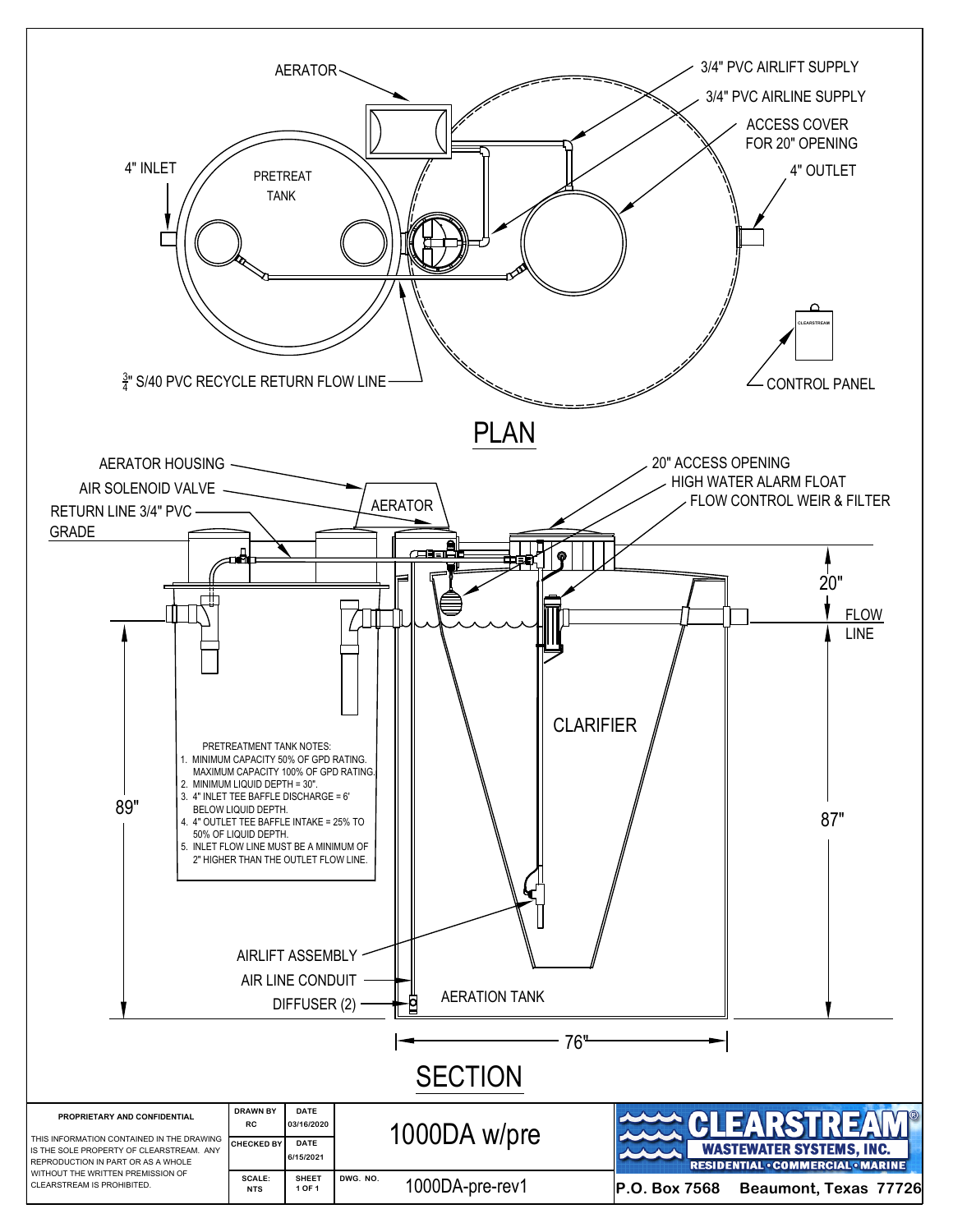## PLAN

AERATOR

3/4" PVC AIRLIFT SUPPLY

3/4" PVC AIRLINE SUPPLY

ACCESS COVER FOR 20" OPENING

4" INLET

PRETREAT TANK

4" OUTLET

CONTROL PANEL

CLEARSTREAM

$\frac{3}{4}$" S/40 PVC RECYCLE RETURN FLOW LINE

## SECTION

AERATOR HOUSING

AIR SOLENOID VALVE

RETURN LINE 3/4" PVC

GRADE

AERATOR

20" ACCESS OPENING

HIGH WATER ALARM FLOAT

FLOW CONTROL WEIR & FILTER

20"

FLOW LINE

CLARIFIER

89"

87"

PRETREATMENT TANK NOTES:

1. MINIMUM CAPACITY 50% OF GPD RATING. MAXIMUM CAPACITY 100% OF GPD RATING.
2. MINIMUM LIQUID DEPTH = 30".
3. 4" INLET TEE BAFFLE DISCHARGE = 6' BELOW LIQUID DEPTH.
4. 4" OUTLET TEE BAFFLE INTAKE = 25% TO 50% OF LIQUID DEPTH.
5. INLET FLOW LINE MUST BE A MINIMUM OF 2" HIGHER THAN THE OUTLET FLOW LINE.

AIRLIFT ASSEMBLY

AIR LINE CONDUIT

DIFFUSER (2)

AERATION TANK

76"

| PROPRIETARY AND CONFIDENTIAL | DRAWN BY RC | DATE 03/16/2020 | 1000DA w/pre | CLEARSTREAM® WASTEWATER SYSTEMS, INC. RESIDENTIAL • COMMERCIAL • MARINE |
|---|---|---|---|---|
| THIS INFORMATION CONTAINED IN THE DRAWING IS THE SOLE PROPERTY OF CLEARSTREAM. ANY REPRODUCTION IN PART OR AS A WHOLE WITHOUT THE WRITTEN PREMISSION OF CLEARSTREAM IS PROHIBITED. | CHECKED BY | DATE 6/15/2021 | | |
| | SCALE: NTS | SHEET 1 OF 1 | DWG. NO. 1000DA-pre-rev1 | P.O. Box 7568 Beaumont, Texas 77726 |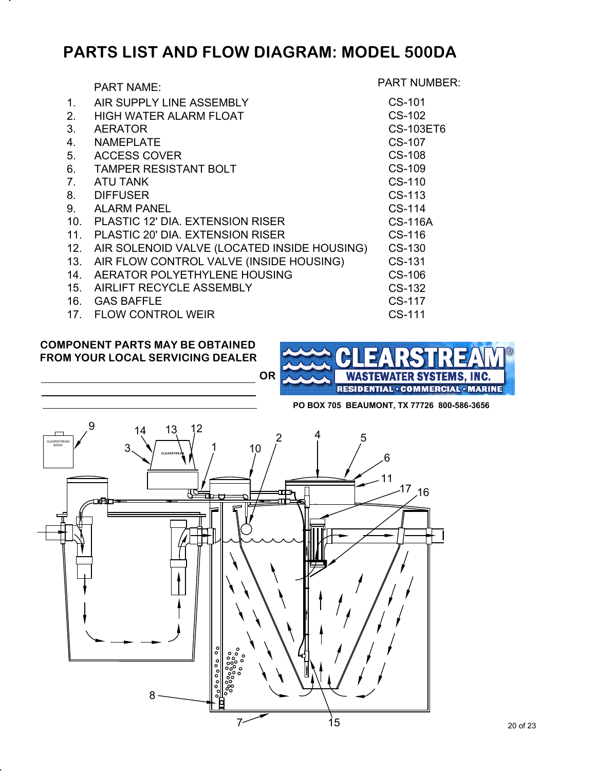# PARTS LIST AND FLOW DIAGRAM: MODEL 500DA

| | PART NAME: | PART NUMBER: |
|---|---|---|
| 1. | AIR SUPPLY LINE ASSEMBLY | CS-101 |
| 2. | HIGH WATER ALARM FLOAT | CS-102 |
| 3. | AERATOR | CS-103ET6 |
| 4. | NAMEPLATE | CS-107 |
| 5. | ACCESS COVER | CS-108 |
| 6. | TAMPER RESISTANT BOLT | CS-109 |
| 7. | ATU TANK | CS-110 |
| 8. | DIFFUSER | CS-113 |
| 9. | ALARM PANEL | CS-114 |
| 10. | PLASTIC 12' DIA. EXTENSION RISER | CS-116A |
| 11. | PLASTIC 20' DIA. EXTENSION RISER | CS-116 |
| 12. | AIR SOLENOID VALVE (LOCATED INSIDE HOUSING) | CS-130 |
| 13. | AIR FLOW CONTROL VALVE (INSIDE HOUSING) | CS-131 |
| 14. | AERATOR POLYETHYLENE HOUSING | CS-106 |
| 15. | AIRLIFT RECYCLE ASSEMBLY | CS-132 |
| 16. | GAS BAFFLE | CS-117 |
| 17. | FLOW CONTROL WEIR | CS-111 |

**COMPONENT PARTS MAY BE OBTAINED FROM YOUR LOCAL SERVICING DEALER**

\_\_\_\_\_\_\_\_\_\_\_\_\_\_\_\_\_\_\_\_\_\_\_\_\_\_\_\_\_\_\_\_\_\_\_\_\_\_\_\_

\_\_\_\_\_\_\_\_\_\_\_\_\_\_\_\_\_\_\_\_\_\_\_\_\_\_\_\_\_\_\_\_\_\_\_\_\_\_\_\_

\_\_\_\_\_\_\_\_\_\_\_\_\_\_\_\_\_\_\_\_\_\_\_\_\_\_\_\_\_\_\_\_\_\_\_\_\_\_\_\_

**OR**

**CLEARSTREAM® WASTEWATER SYSTEMS, INC.**
**RESIDENTIAL · COMMERCIAL · MARINE**

**PO BOX 705 BEAUMONT, TX 77726 800-586-3656**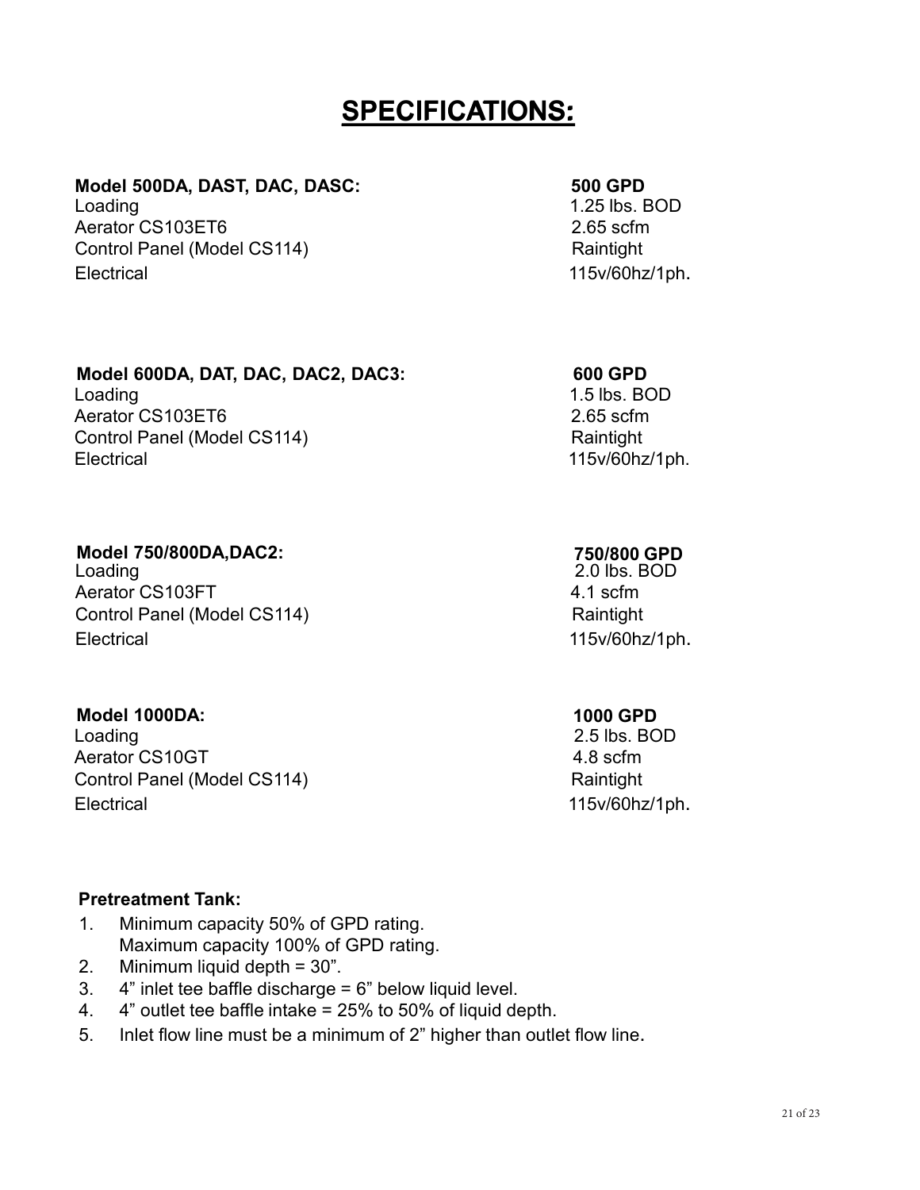# SPECIFICATIONS:

| **Model 500DA, DAST, DAC, DASC:** | **500 GPD** |
|---|---|
| Loading | 1.25 lbs. BOD |
| Aerator CS103ET6 | 2.65 scfm |
| Control Panel (Model CS114) | Raintight |
| Electrical | 115v/60hz/1ph. |

| **Model 600DA, DAT, DAC, DAC2, DAC3:** | **600 GPD** |
|---|---|
| Loading | 1.5 lbs. BOD |
| Aerator CS103ET6 | 2.65 scfm |
| Control Panel (Model CS114) | Raintight |
| Electrical | 115v/60hz/1ph. |

| **Model 750/800DA,DAC2:** | **750/800 GPD** |
|---|---|
| Loading | 2.0 lbs. BOD |
| Aerator CS103FT | 4.1 scfm |
| Control Panel (Model CS114) | Raintight |
| Electrical | 115v/60hz/1ph. |

| **Model 1000DA:** | **1000 GPD** |
|---|---|
| Loading | 2.5 lbs. BOD |
| Aerator CS10GT | 4.8 scfm |
| Control Panel (Model CS114) | Raintight |
| Electrical | 115v/60hz/1ph. |

**Pretreatment Tank:**

1. Minimum capacity 50% of GPD rating.
   Maximum capacity 100% of GPD rating.
2. Minimum liquid depth = 30”.
3. 4” inlet tee baffle discharge = 6” below liquid level.
4. 4” outlet tee baffle intake = 25% to 50% of liquid depth.
5. Inlet flow line must be a minimum of 2” higher than outlet flow line.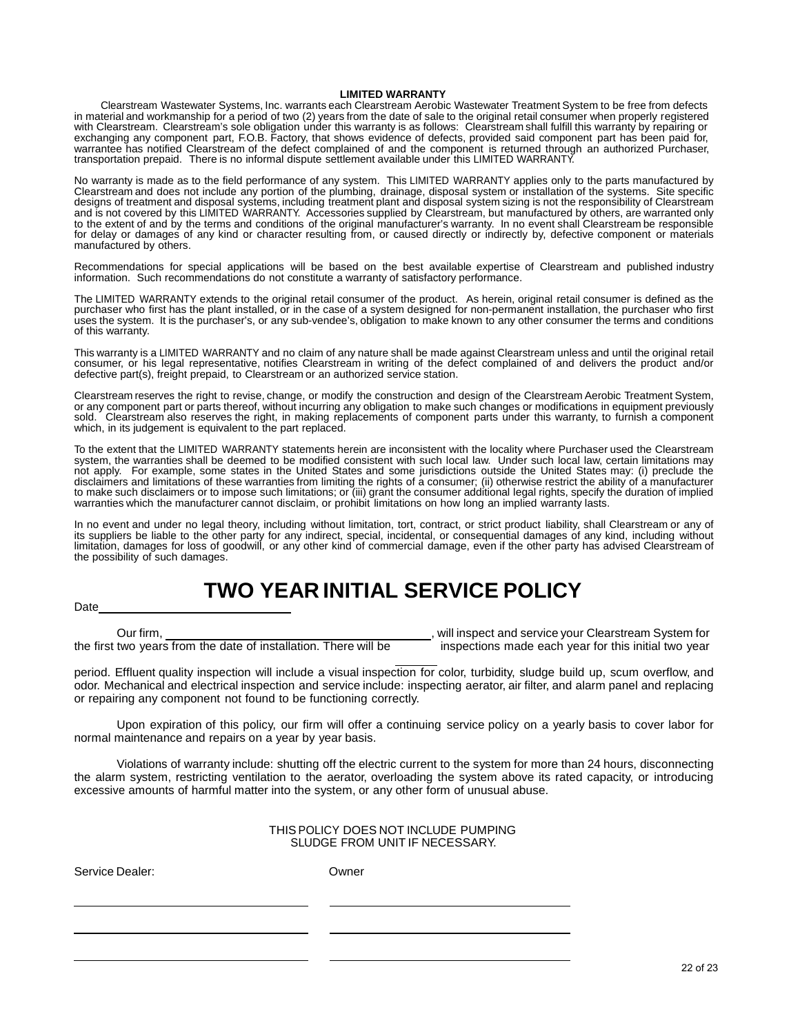**LIMITED WARRANTY**

Clearstream Wastewater Systems, Inc. warrants each Clearstream Aerobic Wastewater Treatment System to be free from defects in material and workmanship for a period of two (2) years from the date of sale to the original retail consumer when properly registered with Clearstream. Clearstream's sole obligation under this warranty is as follows: Clearstream shall fulfill this warranty by repairing or exchanging any component part, F.O.B. Factory, that shows evidence of defects, provided said component part has been paid for, warrantee has notified Clearstream of the defect complained of and the component is returned through an authorized Purchaser, transportation prepaid. There is no informal dispute settlement available under this LIMITED WARRANTY.

No warranty is made as to the field performance of any system. This LIMITED WARRANTY applies only to the parts manufactured by Clearstream and does not include any portion of the plumbing, drainage, disposal system or installation of the systems. Site specific designs of treatment and disposal systems, including treatment plant and disposal system sizing is not the responsibility of Clearstream and is not covered by this LIMITED WARRANTY. Accessories supplied by Clearstream, but manufactured by others, are warranted only to the extent of and by the terms and conditions of the original manufacturer's warranty. In no event shall Clearstream be responsible for delay or damages of any kind or character resulting from, or caused directly or indirectly by, defective component or materials manufactured by others.

Recommendations for special applications will be based on the best available expertise of Clearstream and published industry information. Such recommendations do not constitute a warranty of satisfactory performance.

The LIMITED WARRANTY extends to the original retail consumer of the product. As herein, original retail consumer is defined as the purchaser who first has the plant installed, or in the case of a system designed for non-permanent installation, the purchaser who first uses the system. It is the purchaser's, or any sub-vendee's, obligation to make known to any other consumer the terms and conditions of this warranty.

This warranty is a LIMITED WARRANTY and no claim of any nature shall be made against Clearstream unless and until the original retail consumer, or his legal representative, notifies Clearstream in writing of the defect complained of and delivers the product and/or defective part(s), freight prepaid, to Clearstream or an authorized service station.

Clearstream reserves the right to revise, change, or modify the construction and design of the Clearstream Aerobic Treatment System, or any component part or parts thereof, without incurring any obligation to make such changes or modifications in equipment previously sold. Clearstream also reserves the right, in making replacements of component parts under this warranty, to furnish a component which, in its judgement is equivalent to the part replaced.

To the extent that the LIMITED WARRANTY statements herein are inconsistent with the locality where Purchaser used the Clearstream system, the warranties shall be deemed to be modified consistent with such local law. Under such local law, certain limitations may not apply. For example, some states in the United States and some jurisdictions outside the United States may: (i) preclude the disclaimers and limitations of these warranties from limiting the rights of a consumer; (ii) otherwise restrict the ability of a manufacturer to make such disclaimers or to impose such limitations; or (iii) grant the consumer additional legal rights, specify the duration of implied warranties which the manufacturer cannot disclaim, or prohibit limitations on how long an implied warranty lasts.

In no event and under no legal theory, including without limitation, tort, contract, or strict product liability, shall Clearstream or any of its suppliers be liable to the other party for any indirect, special, incidental, or consequential damages of any kind, including without limitation, damages for loss of goodwill, or any other kind of commercial damage, even if the other party has advised Clearstream of the possibility of such damages.

# TWO YEAR INITIAL SERVICE POLICY

Date______________________________

Our firm, ________________________________________, will inspect and service your Clearstream System for the first two years from the date of installation. There will be ______ inspections made each year for this initial two year period. Effluent quality inspection will include a visual inspection for color, turbidity, sludge build up, scum overflow, and odor. Mechanical and electrical inspection and service include: inspecting aerator, air filter, and alarm panel and replacing or repairing any component not found to be functioning correctly.

Upon expiration of this policy, our firm will offer a continuing service policy on a yearly basis to cover labor for normal maintenance and repairs on a year by year basis.

Violations of warranty include: shutting off the electric current to the system for more than 24 hours, disconnecting the alarm system, restricting ventilation to the aerator, overloading the system above its rated capacity, or introducing excessive amounts of harmful matter into the system, or any other form of unusual abuse.

THIS POLICY DOES NOT INCLUDE PUMPING SLUDGE FROM UNIT IF NECESSARY.

| Service Dealer: | Owner |
|---|---|
| ______________________________ | ______________________________ |
| ______________________________ | ______________________________ |
| ______________________________ | ______________________________ |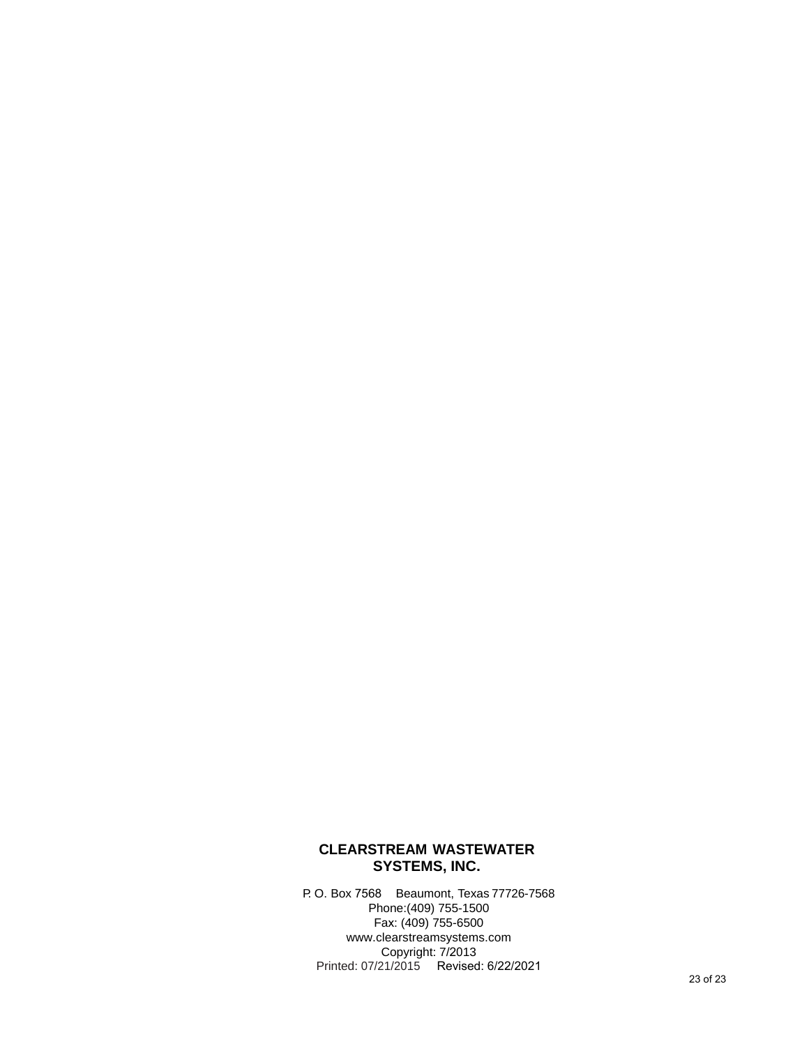**CLEARSTREAM WASTEWATER SYSTEMS, INC.**

P. O. Box 7568 Beaumont, Texas 77726-7568
Phone:(409) 755-1500
Fax: (409) 755-6500
www.clearstreamsystems.com
Copyright: 7/2013
Printed: 07/21/2015 Revised: 6/22/2021